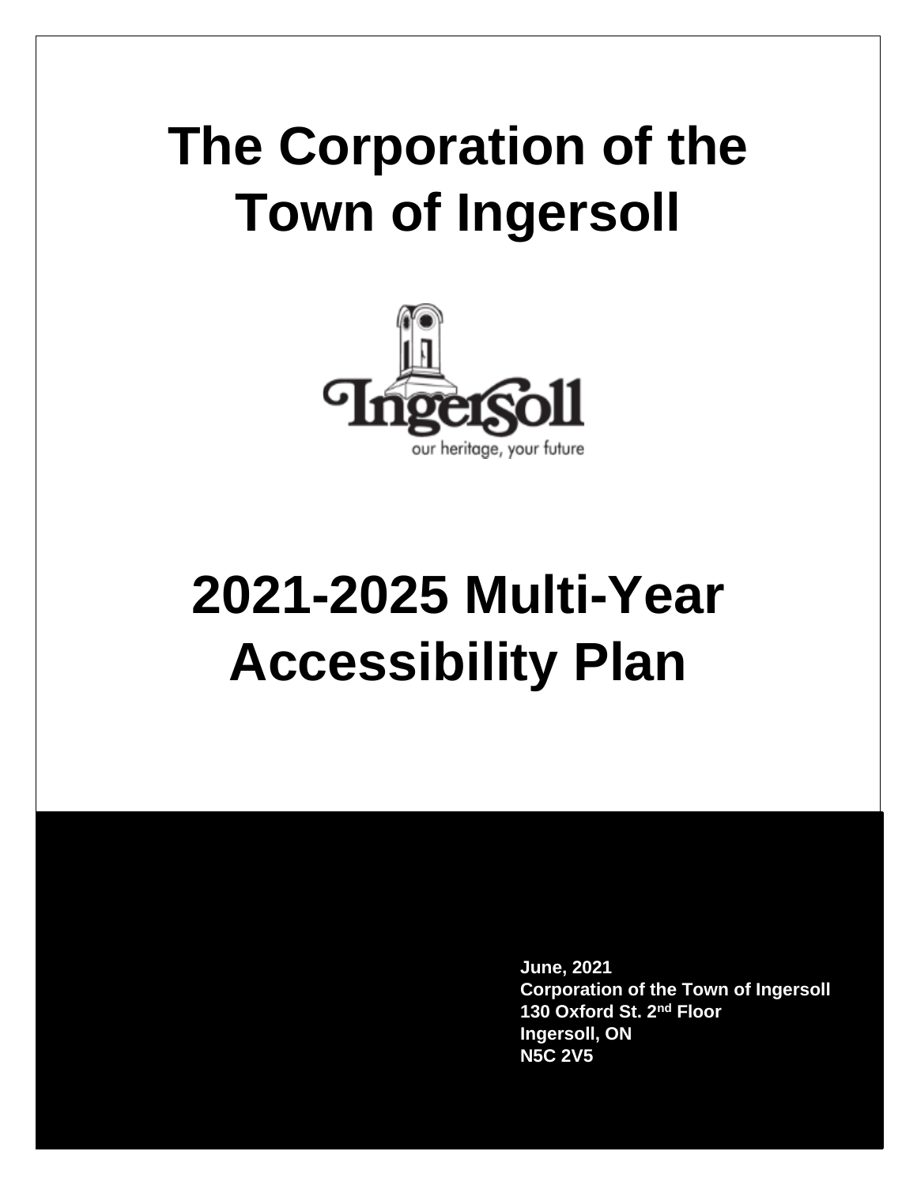# The Corporation of the Town of Ingersoll

Ingersoll

our heritage, your future

# 2021-2025 Multi-Year Accessibility Plan

**June, 2021**
**Corporation of the Town of Ingersoll**
**130 Oxford St. 2nd Floor**
**Ingersoll, ON**
**N5C 2V5**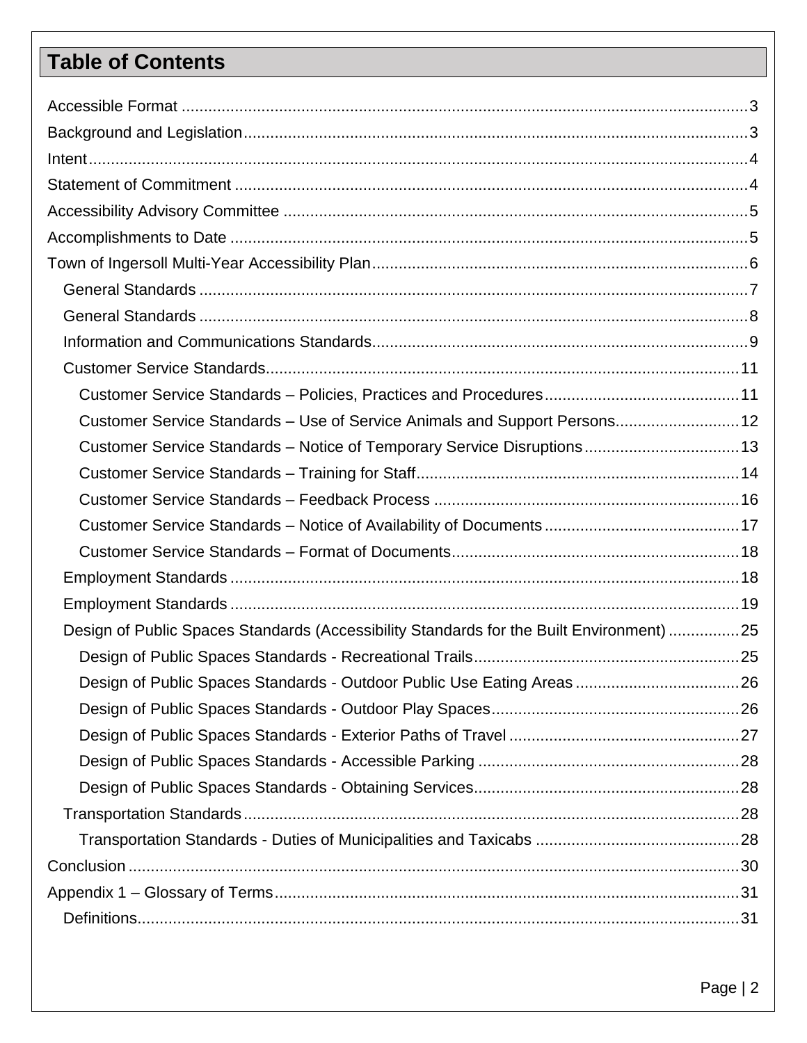# Table of Contents

Accessible Format ... 3
Background and Legislation ... 3
Intent ... 4
Statement of Commitment ... 4
Accessibility Advisory Committee ... 5
Accomplishments to Date ... 5
Town of Ingersoll Multi-Year Accessibility Plan ... 6
- General Standards ... 7
- General Standards ... 8
- Information and Communications Standards ... 9
- Customer Service Standards ... 11
  - Customer Service Standards – Policies, Practices and Procedures ... 11
  - Customer Service Standards – Use of Service Animals and Support Persons ... 12
  - Customer Service Standards – Notice of Temporary Service Disruptions ... 13
  - Customer Service Standards – Training for Staff ... 14
  - Customer Service Standards – Feedback Process ... 16
  - Customer Service Standards – Notice of Availability of Documents ... 17
  - Customer Service Standards – Format of Documents ... 18
- Employment Standards ... 18
- Employment Standards ... 19
- Design of Public Spaces Standards (Accessibility Standards for the Built Environment) ... 25
  - Design of Public Spaces Standards - Recreational Trails ... 25
  - Design of Public Spaces Standards - Outdoor Public Use Eating Areas ... 26
  - Design of Public Spaces Standards - Outdoor Play Spaces ... 26
  - Design of Public Spaces Standards - Exterior Paths of Travel ... 27
  - Design of Public Spaces Standards - Accessible Parking ... 28
  - Design of Public Spaces Standards - Obtaining Services ... 28
- Transportation Standards ... 28
  - Transportation Standards - Duties of Municipalities and Taxicabs ... 28

Conclusion ... 30
Appendix 1 – Glossary of Terms ... 31
- Definitions ... 31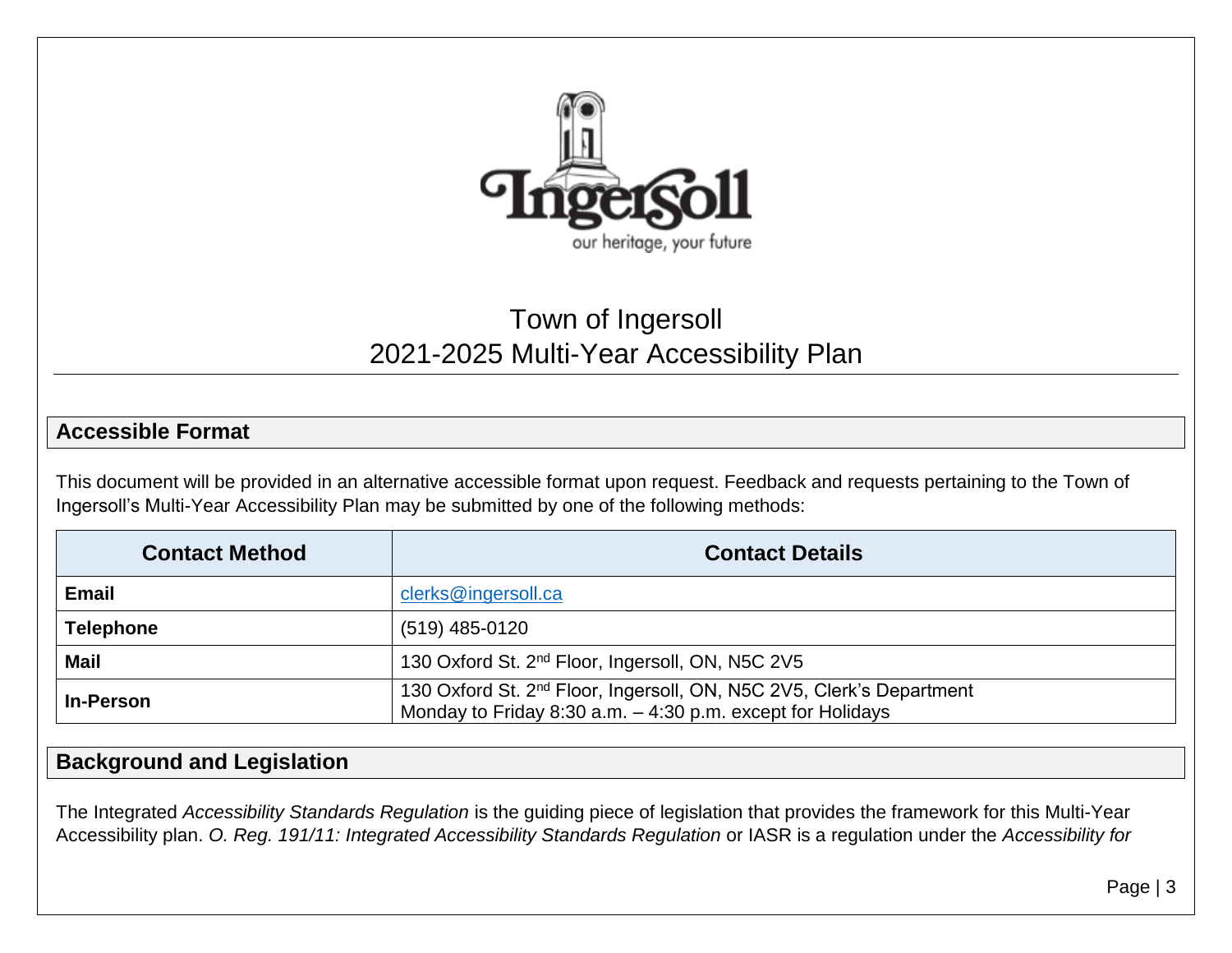# Town of Ingersoll
# 2021-2025 Multi-Year Accessibility Plan

## Accessible Format

This document will be provided in an alternative accessible format upon request. Feedback and requests pertaining to the Town of Ingersoll's Multi-Year Accessibility Plan may be submitted by one of the following methods:

| Contact Method | Contact Details |
|---|---|
| **Email** | clerks@ingersoll.ca |
| **Telephone** | (519) 485-0120 |
| **Mail** | 130 Oxford St. 2nd Floor, Ingersoll, ON, N5C 2V5 |
| **In-Person** | 130 Oxford St. 2nd Floor, Ingersoll, ON, N5C 2V5, Clerk's Department<br>Monday to Friday 8:30 a.m. – 4:30 p.m. except for Holidays |

## Background and Legislation

The Integrated *Accessibility Standards Regulation* is the guiding piece of legislation that provides the framework for this Multi-Year Accessibility plan. *O. Reg. 191/11: Integrated Accessibility Standards Regulation* or IASR is a regulation under the *Accessibility for*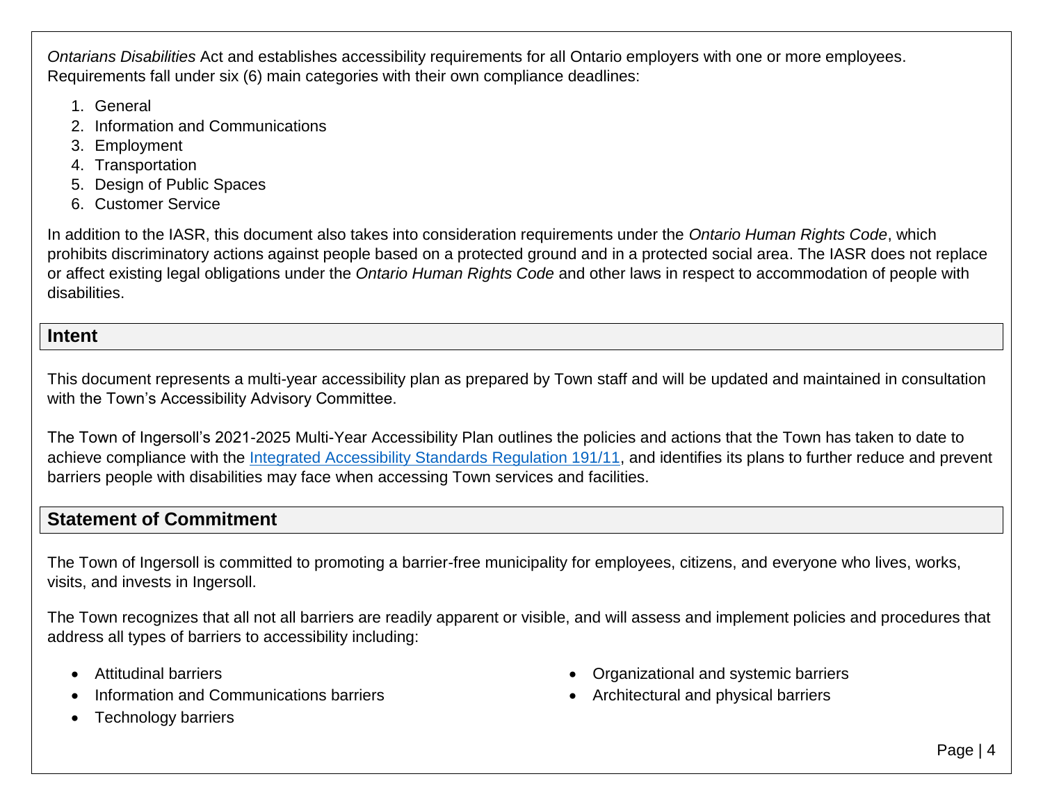*Ontarians Disabilities* Act and establishes accessibility requirements for all Ontario employers with one or more employees. Requirements fall under six (6) main categories with their own compliance deadlines:

1. General
2. Information and Communications
3. Employment
4. Transportation
5. Design of Public Spaces
6. Customer Service

In addition to the IASR, this document also takes into consideration requirements under the *Ontario Human Rights Code*, which prohibits discriminatory actions against people based on a protected ground and in a protected social area. The IASR does not replace or affect existing legal obligations under the *Ontario Human Rights Code* and other laws in respect to accommodation of people with disabilities.

## Intent

This document represents a multi-year accessibility plan as prepared by Town staff and will be updated and maintained in consultation with the Town's Accessibility Advisory Committee.

The Town of Ingersoll's 2021-2025 Multi-Year Accessibility Plan outlines the policies and actions that the Town has taken to date to achieve compliance with the Integrated Accessibility Standards Regulation 191/11, and identifies its plans to further reduce and prevent barriers people with disabilities may face when accessing Town services and facilities.

## Statement of Commitment

The Town of Ingersoll is committed to promoting a barrier-free municipality for employees, citizens, and everyone who lives, works, visits, and invests in Ingersoll.

The Town recognizes that all not all barriers are readily apparent or visible, and will assess and implement policies and procedures that address all types of barriers to accessibility including:

- Attitudinal barriers
- Information and Communications barriers
- Technology barriers
- Organizational and systemic barriers
- Architectural and physical barriers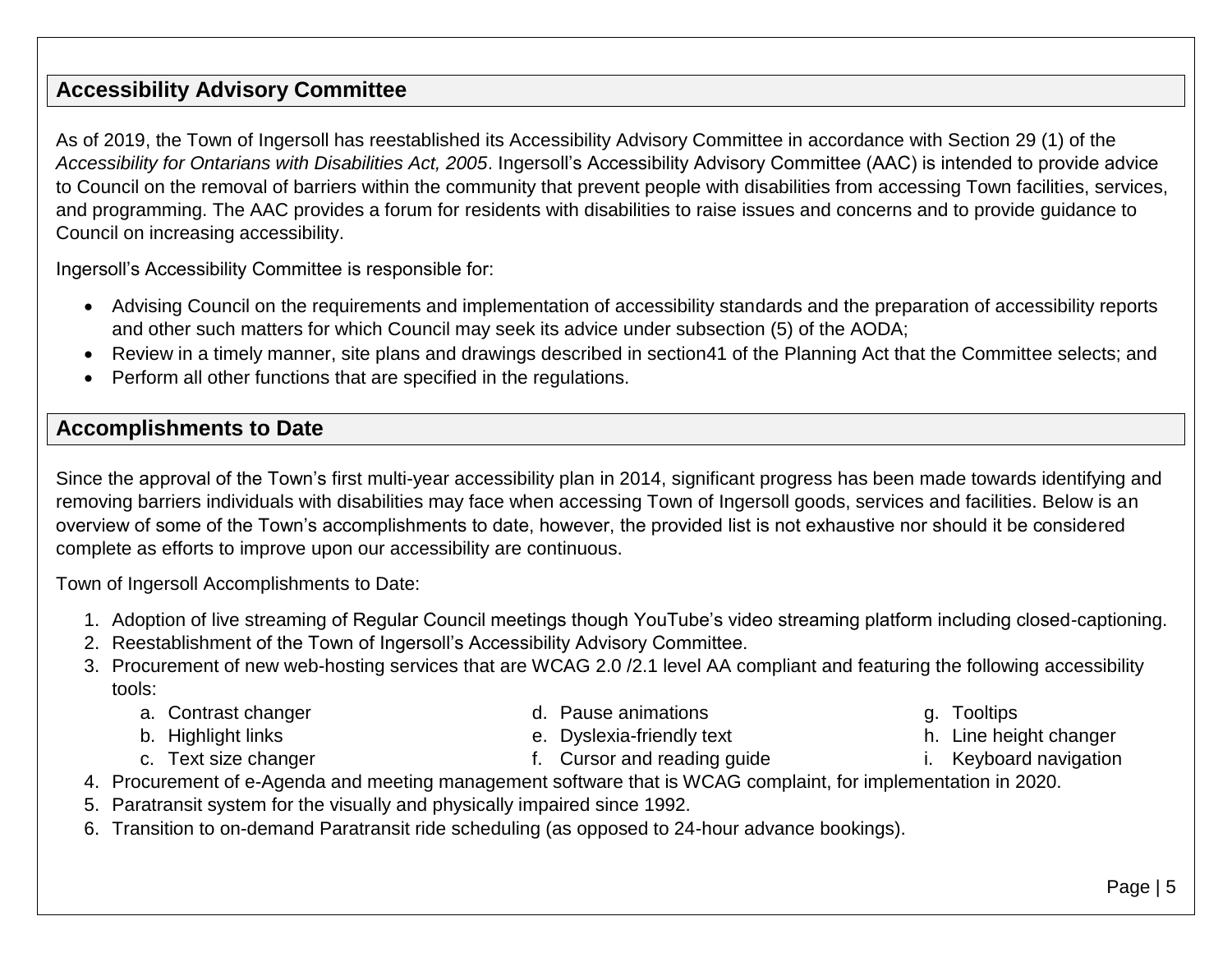## Accessibility Advisory Committee

As of 2019, the Town of Ingersoll has reestablished its Accessibility Advisory Committee in accordance with Section 29 (1) of the *Accessibility for Ontarians with Disabilities Act, 2005*. Ingersoll's Accessibility Advisory Committee (AAC) is intended to provide advice to Council on the removal of barriers within the community that prevent people with disabilities from accessing Town facilities, services, and programming. The AAC provides a forum for residents with disabilities to raise issues and concerns and to provide guidance to Council on increasing accessibility.

Ingersoll's Accessibility Committee is responsible for:

- Advising Council on the requirements and implementation of accessibility standards and the preparation of accessibility reports and other such matters for which Council may seek its advice under subsection (5) of the AODA;
- Review in a timely manner, site plans and drawings described in section41 of the Planning Act that the Committee selects; and
- Perform all other functions that are specified in the regulations.

## Accomplishments to Date

Since the approval of the Town's first multi-year accessibility plan in 2014, significant progress has been made towards identifying and removing barriers individuals with disabilities may face when accessing Town of Ingersoll goods, services and facilities. Below is an overview of some of the Town's accomplishments to date, however, the provided list is not exhaustive nor should it be considered complete as efforts to improve upon our accessibility are continuous.

Town of Ingersoll Accomplishments to Date:

1. Adoption of live streaming of Regular Council meetings though YouTube's video streaming platform including closed-captioning.
2. Reestablishment of the Town of Ingersoll's Accessibility Advisory Committee.
3. Procurement of new web-hosting services that are WCAG 2.0 /2.1 level AA compliant and featuring the following accessibility tools:
   a. Contrast changer
   b. Highlight links
   c. Text size changer
   d. Pause animations
   e. Dyslexia-friendly text
   f. Cursor and reading guide
   g. Tooltips
   h. Line height changer
   i. Keyboard navigation
4. Procurement of e-Agenda and meeting management software that is WCAG complaint, for implementation in 2020.
5. Paratransit system for the visually and physically impaired since 1992.
6. Transition to on-demand Paratransit ride scheduling (as opposed to 24-hour advance bookings).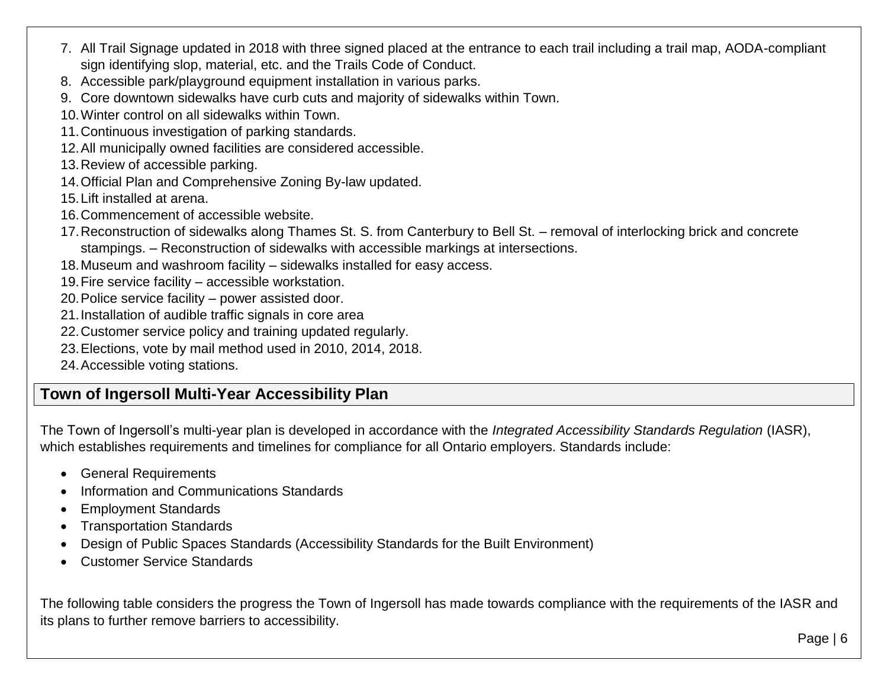7. All Trail Signage updated in 2018 with three signed placed at the entrance to each trail including a trail map, AODA-compliant sign identifying slop, material, etc. and the Trails Code of Conduct.
8. Accessible park/playground equipment installation in various parks.
9. Core downtown sidewalks have curb cuts and majority of sidewalks within Town.
10. Winter control on all sidewalks within Town.
11. Continuous investigation of parking standards.
12. All municipally owned facilities are considered accessible.
13. Review of accessible parking.
14. Official Plan and Comprehensive Zoning By-law updated.
15. Lift installed at arena.
16. Commencement of accessible website.
17. Reconstruction of sidewalks along Thames St. S. from Canterbury to Bell St. – removal of interlocking brick and concrete stampings. – Reconstruction of sidewalks with accessible markings at intersections.
18. Museum and washroom facility – sidewalks installed for easy access.
19. Fire service facility – accessible workstation.
20. Police service facility – power assisted door.
21. Installation of audible traffic signals in core area
22. Customer service policy and training updated regularly.
23. Elections, vote by mail method used in 2010, 2014, 2018.
24. Accessible voting stations.

## Town of Ingersoll Multi-Year Accessibility Plan

The Town of Ingersoll's multi-year plan is developed in accordance with the *Integrated Accessibility Standards Regulation* (IASR), which establishes requirements and timelines for compliance for all Ontario employers. Standards include:

- General Requirements
- Information and Communications Standards
- Employment Standards
- Transportation Standards
- Design of Public Spaces Standards (Accessibility Standards for the Built Environment)
- Customer Service Standards

The following table considers the progress the Town of Ingersoll has made towards compliance with the requirements of the IASR and its plans to further remove barriers to accessibility.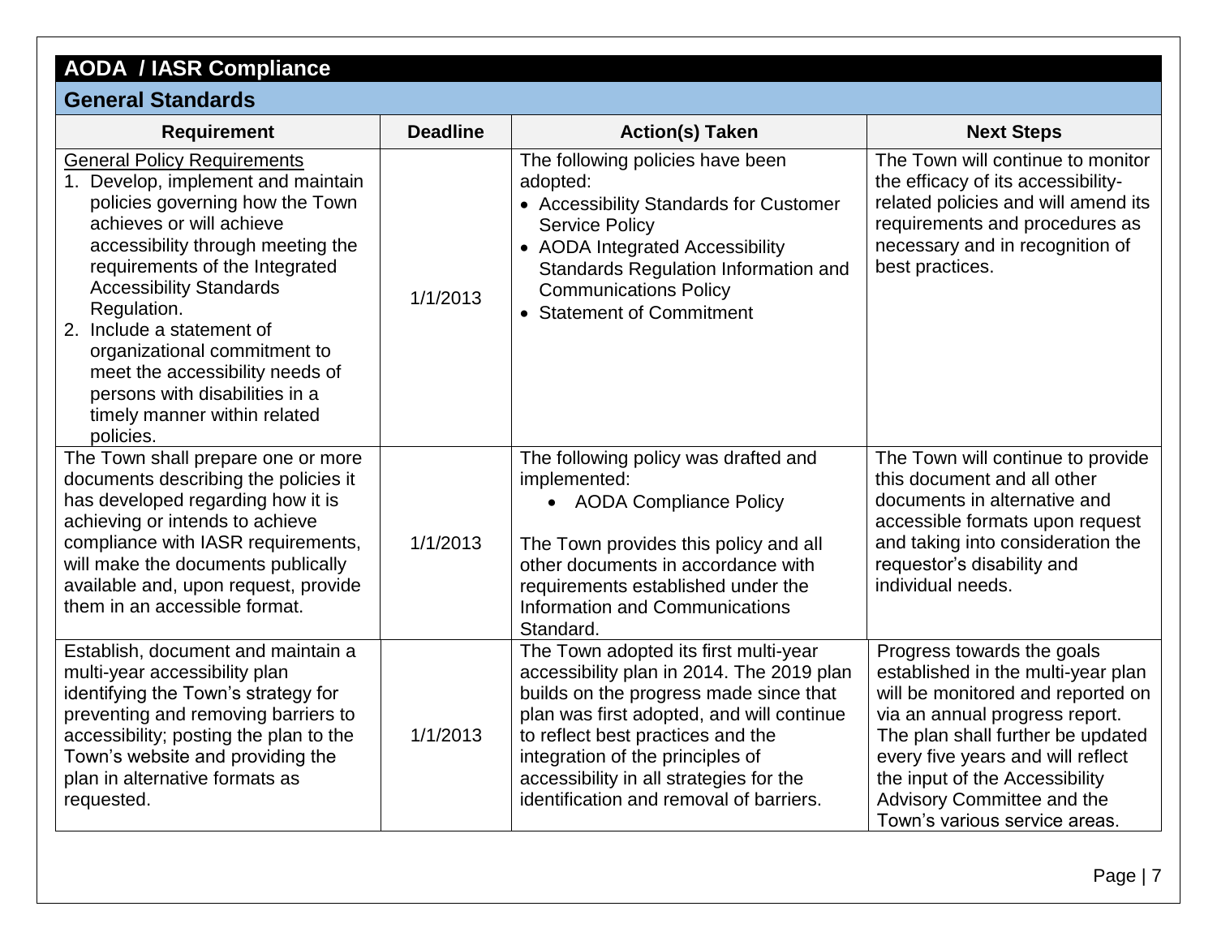## AODA / IASR Compliance

### General Standards

| Requirement | Deadline | Action(s) Taken | Next Steps |
|---|---|---|---|
| General Policy Requirements<br>1. Develop, implement and maintain policies governing how the Town achieves or will achieve accessibility through meeting the requirements of the Integrated Accessibility Standards Regulation.<br>2. Include a statement of organizational commitment to meet the accessibility needs of persons with disabilities in a timely manner within related policies. | 1/1/2013 | The following policies have been adopted:<br>• Accessibility Standards for Customer Service Policy<br>• AODA Integrated Accessibility Standards Regulation Information and Communications Policy<br>• Statement of Commitment | The Town will continue to monitor the efficacy of its accessibility-related policies and will amend its requirements and procedures as necessary and in recognition of best practices. |
| The Town shall prepare one or more documents describing the policies it has developed regarding how it is achieving or intends to achieve compliance with IASR requirements, will make the documents publically available and, upon request, provide them in an accessible format. | 1/1/2013 | The following policy was drafted and implemented:<br>• AODA Compliance Policy<br><br>The Town provides this policy and all other documents in accordance with requirements established under the Information and Communications Standard. | The Town will continue to provide this document and all other documents in alternative and accessible formats upon request and taking into consideration the requestor's disability and individual needs. |
| Establish, document and maintain a multi-year accessibility plan identifying the Town's strategy for preventing and removing barriers to accessibility; posting the plan to the Town's website and providing the plan in alternative formats as requested. | 1/1/2013 | The Town adopted its first multi-year accessibility plan in 2014. The 2019 plan builds on the progress made since that plan was first adopted, and will continue to reflect best practices and the integration of the principles of accessibility in all strategies for the identification and removal of barriers. | Progress towards the goals established in the multi-year plan will be monitored and reported on via an annual progress report. The plan shall further be updated every five years and will reflect the input of the Accessibility Advisory Committee and the Town's various service areas. |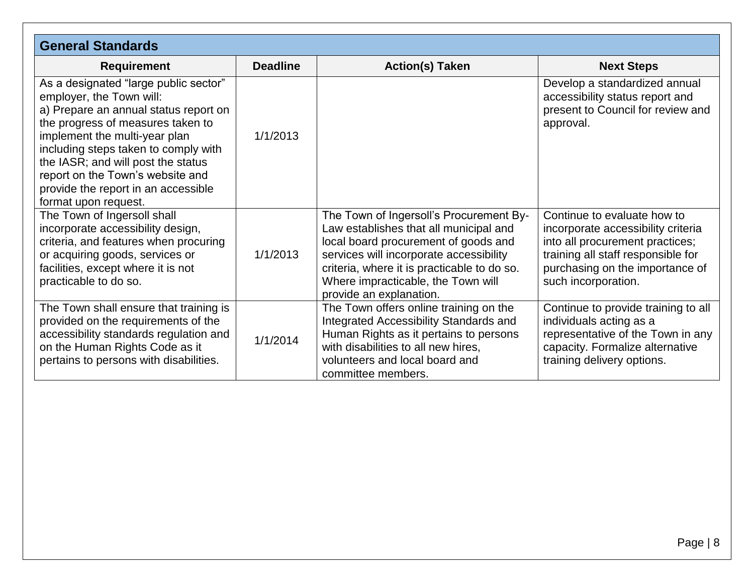## General Standards

| Requirement | Deadline | Action(s) Taken | Next Steps |
|---|---|---|---|
| As a designated "large public sector" employer, the Town will:<br>a) Prepare an annual status report on the progress of measures taken to implement the multi-year plan including steps taken to comply with the IASR; and will post the status report on the Town's website and provide the report in an accessible format upon request. | 1/1/2013 | | Develop a standardized annual accessibility status report and present to Council for review and approval. |
| The Town of Ingersoll shall incorporate accessibility design, criteria, and features when procuring or acquiring goods, services or facilities, except where it is not practicable to do so. | 1/1/2013 | The Town of Ingersoll's Procurement By-Law establishes that all municipal and local board procurement of goods and services will incorporate accessibility criteria, where it is practicable to do so. Where impracticable, the Town will provide an explanation. | Continue to evaluate how to incorporate accessibility criteria into all procurement practices; training all staff responsible for purchasing on the importance of such incorporation. |
| The Town shall ensure that training is provided on the requirements of the accessibility standards regulation and on the Human Rights Code as it pertains to persons with disabilities. | 1/1/2014 | The Town offers online training on the Integrated Accessibility Standards and Human Rights as it pertains to persons with disabilities to all new hires, volunteers and local board and committee members. | Continue to provide training to all individuals acting as a representative of the Town in any capacity. Formalize alternative training delivery options. |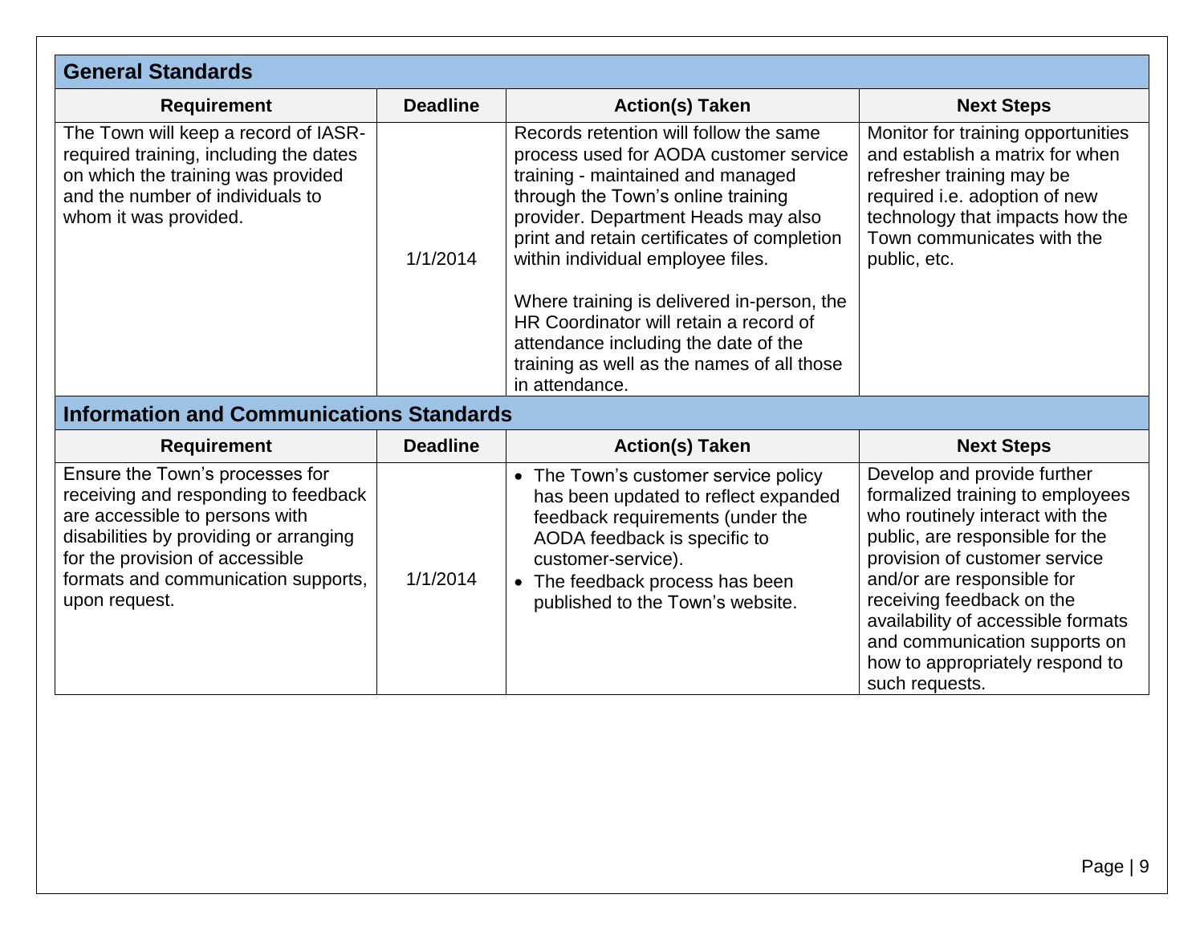## General Standards

| Requirement | Deadline | Action(s) Taken | Next Steps |
|---|---|---|---|
| The Town will keep a record of IASR-required training, including the dates on which the training was provided and the number of individuals to whom it was provided. | 1/1/2014 | Records retention will follow the same process used for AODA customer service training - maintained and managed through the Town's online training provider. Department Heads may also print and retain certificates of completion within individual employee files.<br><br>Where training is delivered in-person, the HR Coordinator will retain a record of attendance including the date of the training as well as the names of all those in attendance. | Monitor for training opportunities and establish a matrix for when refresher training may be required i.e. adoption of new technology that impacts how the Town communicates with the public, etc. |

## Information and Communications Standards

| Requirement | Deadline | Action(s) Taken | Next Steps |
|---|---|---|---|
| Ensure the Town's processes for receiving and responding to feedback are accessible to persons with disabilities by providing or arranging for the provision of accessible formats and communication supports, upon request. | 1/1/2014 | • The Town's customer service policy has been updated to reflect expanded feedback requirements (under the AODA feedback is specific to customer-service).<br>• The feedback process has been published to the Town's website. | Develop and provide further formalized training to employees who routinely interact with the public, are responsible for the provision of customer service and/or are responsible for receiving feedback on the availability of accessible formats and communication supports on how to appropriately respond to such requests. |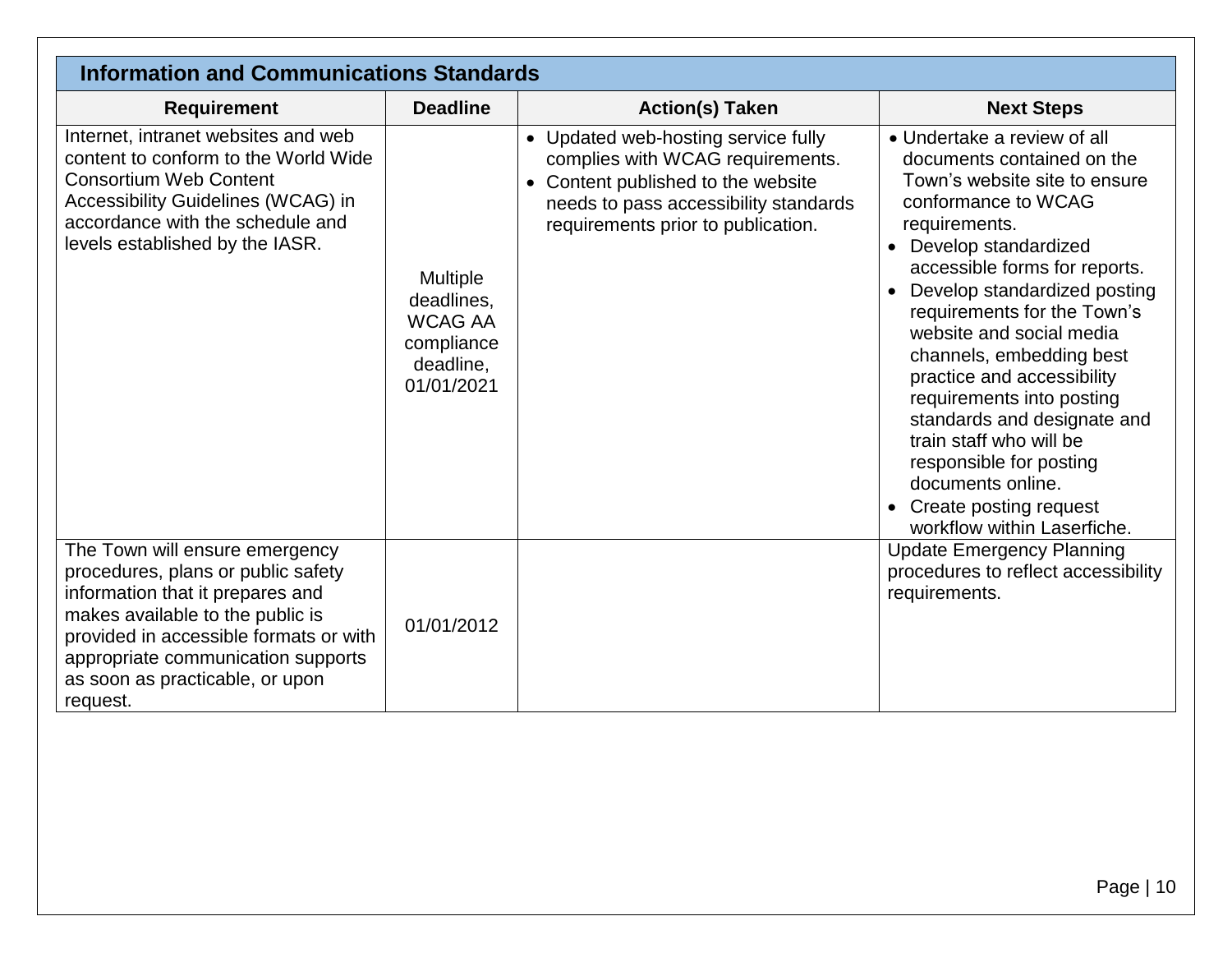| Information and Communications Standards | | | |
| --- | --- | --- | --- |
| **Requirement** | **Deadline** | **Action(s) Taken** | **Next Steps** |
| Internet, intranet websites and web content to conform to the World Wide Consortium Web Content Accessibility Guidelines (WCAG) in accordance with the schedule and levels established by the IASR. | Multiple deadlines, WCAG AA compliance deadline, 01/01/2021 | • Updated web-hosting service fully complies with WCAG requirements.<br>• Content published to the website needs to pass accessibility standards requirements prior to publication. | • Undertake a review of all documents contained on the Town's website site to ensure conformance to WCAG requirements.<br>• Develop standardized accessible forms for reports.<br>• Develop standardized posting requirements for the Town's website and social media channels, embedding best practice and accessibility requirements into posting standards and designate and train staff who will be responsible for posting documents online.<br>• Create posting request workflow within Laserfiche. |
| The Town will ensure emergency procedures, plans or public safety information that it prepares and makes available to the public is provided in accessible formats or with appropriate communication supports as soon as practicable, or upon request. | 01/01/2012 | | Update Emergency Planning procedures to reflect accessibility requirements. |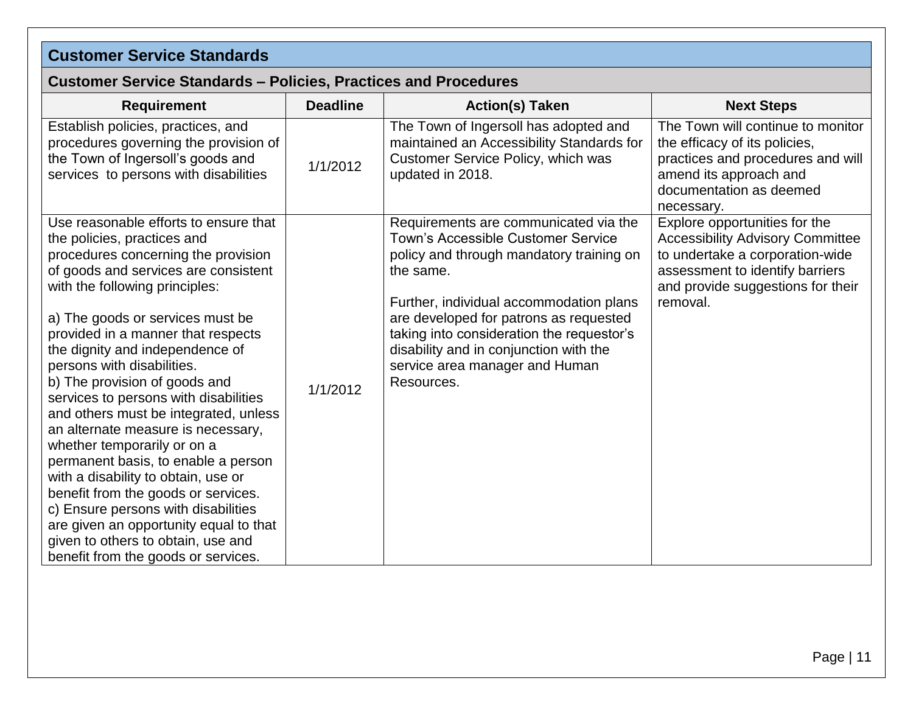## Customer Service Standards

### Customer Service Standards – Policies, Practices and Procedures

| Requirement | Deadline | Action(s) Taken | Next Steps |
|---|---|---|---|
| Establish policies, practices, and procedures governing the provision of the Town of Ingersoll's goods and services to persons with disabilities | 1/1/2012 | The Town of Ingersoll has adopted and maintained an Accessibility Standards for Customer Service Policy, which was updated in 2018. | The Town will continue to monitor the efficacy of its policies, practices and procedures and will amend its approach and documentation as deemed necessary. |
| Use reasonable efforts to ensure that the policies, practices and procedures concerning the provision of goods and services are consistent with the following principles:<br><br>a) The goods or services must be provided in a manner that respects the dignity and independence of persons with disabilities.<br>b) The provision of goods and services to persons with disabilities and others must be integrated, unless an alternate measure is necessary, whether temporarily or on a permanent basis, to enable a person with a disability to obtain, use or benefit from the goods or services.<br>c) Ensure persons with disabilities are given an opportunity equal to that given to others to obtain, use and benefit from the goods or services. | 1/1/2012 | Requirements are communicated via the Town's Accessible Customer Service policy and through mandatory training on the same.<br><br>Further, individual accommodation plans are developed for patrons as requested taking into consideration the requestor's disability and in conjunction with the service area manager and Human Resources. | Explore opportunities for the Accessibility Advisory Committee to undertake a corporation-wide assessment to identify barriers and provide suggestions for their removal. |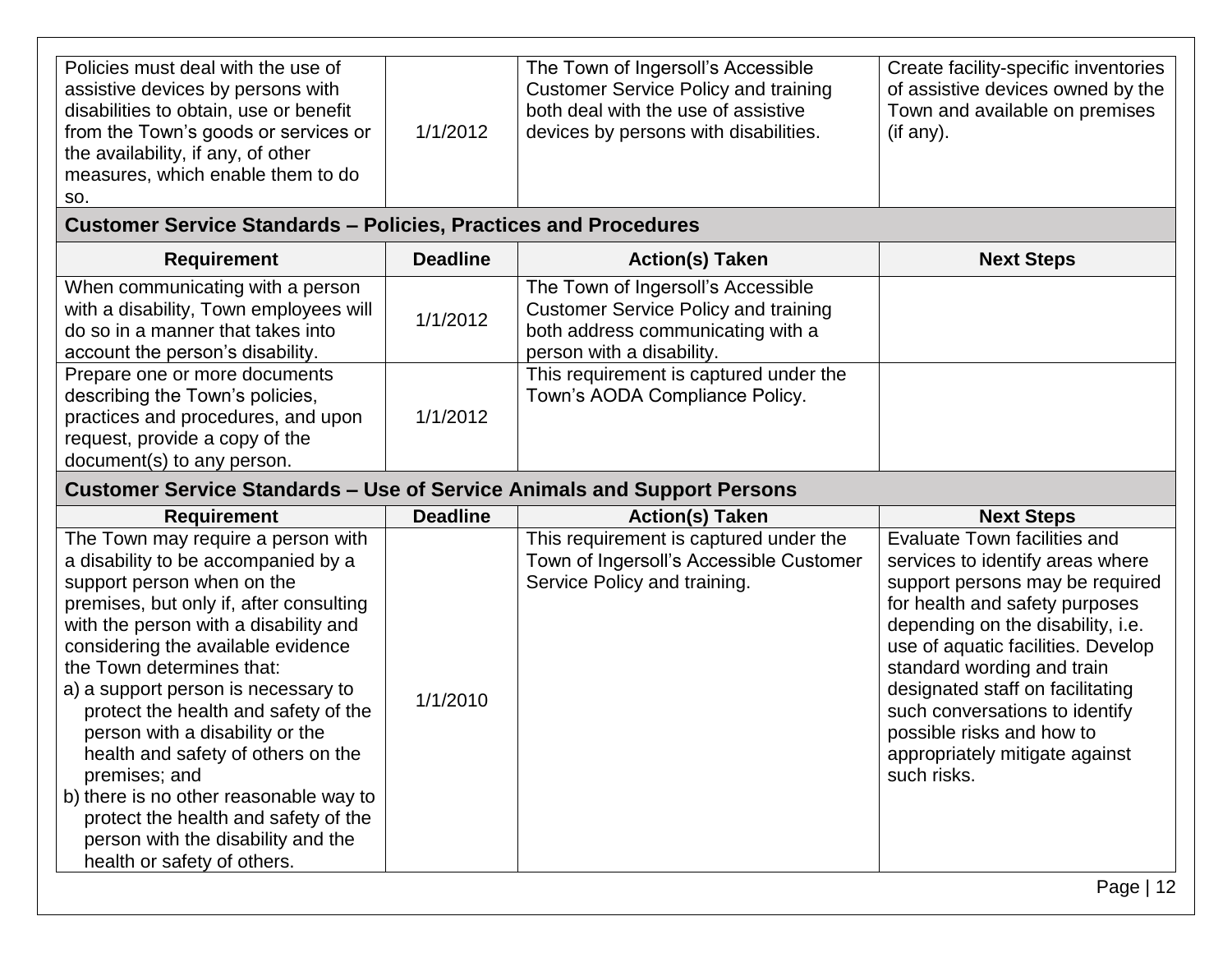| Requirement | Deadline | Action(s) Taken | Next Steps |
|---|---|---|---|
| Policies must deal with the use of assistive devices by persons with disabilities to obtain, use or benefit from the Town's goods or services or the availability, if any, of other measures, which enable them to do so. | 1/1/2012 | The Town of Ingersoll's Accessible Customer Service Policy and training both deal with the use of assistive devices by persons with disabilities. | Create facility-specific inventories of assistive devices owned by the Town and available on premises (if any). |

## Customer Service Standards – Policies, Practices and Procedures

| Requirement | Deadline | Action(s) Taken | Next Steps |
|---|---|---|---|
| When communicating with a person with a disability, Town employees will do so in a manner that takes into account the person's disability. | 1/1/2012 | The Town of Ingersoll's Accessible Customer Service Policy and training both address communicating with a person with a disability. | |
| Prepare one or more documents describing the Town's policies, practices and procedures, and upon request, provide a copy of the document(s) to any person. | 1/1/2012 | This requirement is captured under the Town's AODA Compliance Policy. | |

## Customer Service Standards – Use of Service Animals and Support Persons

| Requirement | Deadline | Action(s) Taken | Next Steps |
|---|---|---|---|
| The Town may require a person with a disability to be accompanied by a support person when on the premises, but only if, after consulting with the person with a disability and considering the available evidence the Town determines that: a) a support person is necessary to protect the health and safety of the person with a disability or the health and safety of others on the premises; and b) there is no other reasonable way to protect the health and safety of the person with the disability and the health or safety of others. | 1/1/2010 | This requirement is captured under the Town of Ingersoll's Accessible Customer Service Policy and training. | Evaluate Town facilities and services to identify areas where support persons may be required for health and safety purposes depending on the disability, i.e. use of aquatic facilities. Develop standard wording and train designated staff on facilitating such conversations to identify possible risks and how to appropriately mitigate against such risks. |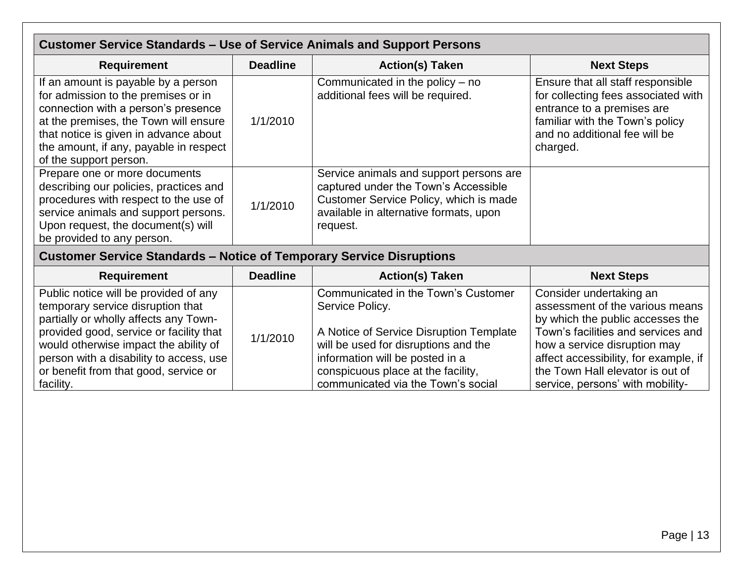| Customer Service Standards – Use of Service Animals and Support Persons | | | |
|---|---|---|---|
| **Requirement** | **Deadline** | **Action(s) Taken** | **Next Steps** |
| If an amount is payable by a person for admission to the premises or in connection with a person's presence at the premises, the Town will ensure that notice is given in advance about the amount, if any, payable in respect of the support person. | 1/1/2010 | Communicated in the policy – no additional fees will be required. | Ensure that all staff responsible for collecting fees associated with entrance to a premises are familiar with the Town's policy and no additional fee will be charged. |
| Prepare one or more documents describing our policies, practices and procedures with respect to the use of service animals and support persons. Upon request, the document(s) will be provided to any person. | 1/1/2010 | Service animals and support persons are captured under the Town's Accessible Customer Service Policy, which is made available in alternative formats, upon request. | |

| Customer Service Standards – Notice of Temporary Service Disruptions | | | |
|---|---|---|---|
| **Requirement** | **Deadline** | **Action(s) Taken** | **Next Steps** |
| Public notice will be provided of any temporary service disruption that partially or wholly affects any Town-provided good, service or facility that would otherwise impact the ability of person with a disability to access, use or benefit from that good, service or facility. | 1/1/2010 | Communicated in the Town's Customer Service Policy.<br><br>A Notice of Service Disruption Template will be used for disruptions and the information will be posted in a conspicuous place at the facility, communicated via the Town's social | Consider undertaking an assessment of the various means by which the public accesses the Town's facilities and services and how a service disruption may affect accessibility, for example, if the Town Hall elevator is out of service, persons' with mobility- |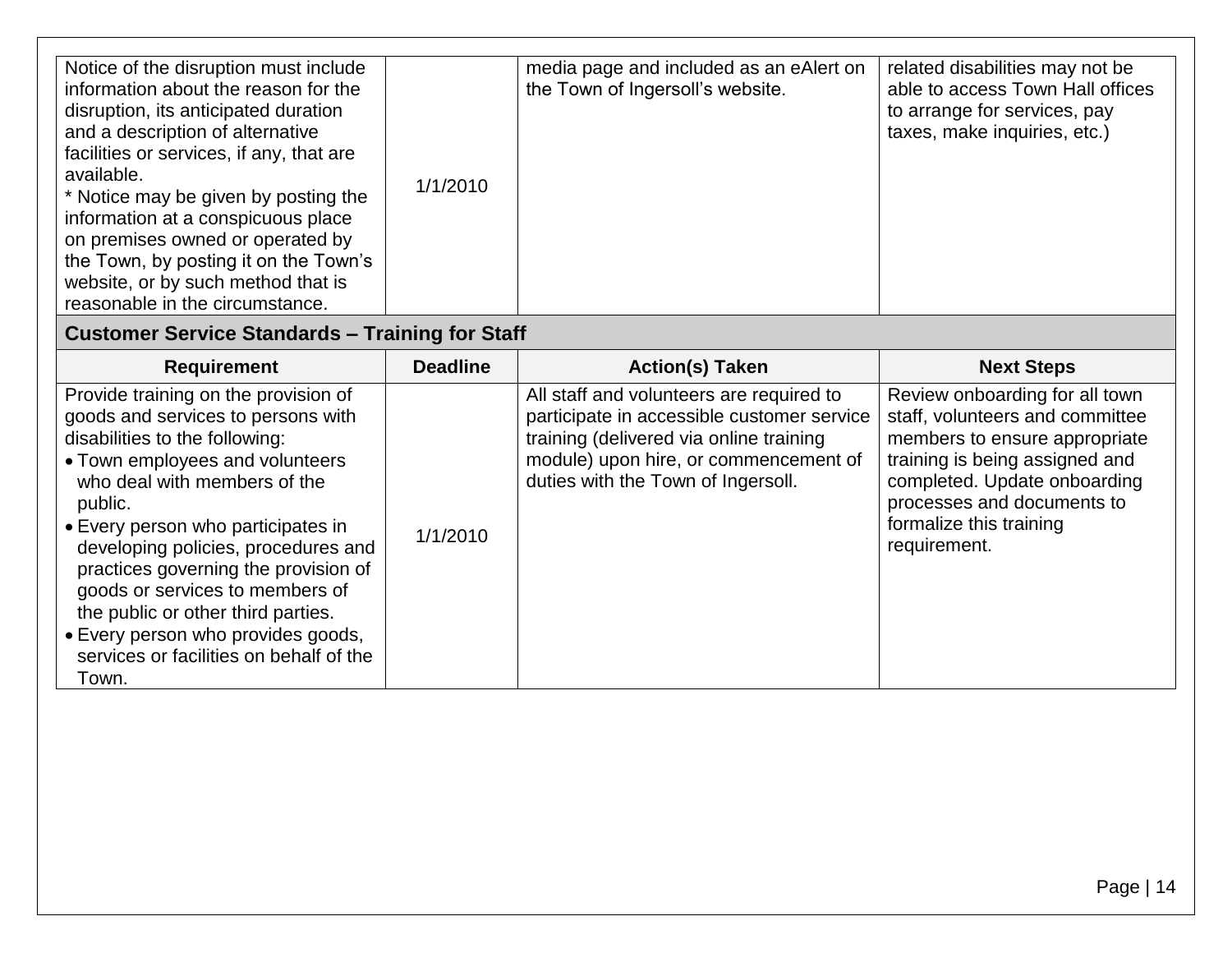| Requirement | Deadline | Action(s) Taken | Next Steps |
|---|---|---|---|
| Notice of the disruption must include information about the reason for the disruption, its anticipated duration and a description of alternative facilities or services, if any, that are available.<br>* Notice may be given by posting the information at a conspicuous place on premises owned or operated by the Town, by posting it on the Town's website, or by such method that is reasonable in the circumstance. | 1/1/2010 | media page and included as an eAlert on the Town of Ingersoll's website. | related disabilities may not be able to access Town Hall offices to arrange for services, pay taxes, make inquiries, etc.) |

## Customer Service Standards – Training for Staff

| Requirement | Deadline | Action(s) Taken | Next Steps |
|---|---|---|---|
| Provide training on the provision of goods and services to persons with disabilities to the following:<br>• Town employees and volunteers who deal with members of the public.<br>• Every person who participates in developing policies, procedures and practices governing the provision of goods or services to members of the public or other third parties.<br>• Every person who provides goods, services or facilities on behalf of the Town. | 1/1/2010 | All staff and volunteers are required to participate in accessible customer service training (delivered via online training module) upon hire, or commencement of duties with the Town of Ingersoll. | Review onboarding for all town staff, volunteers and committee members to ensure appropriate training is being assigned and completed. Update onboarding processes and documents to formalize this training requirement. |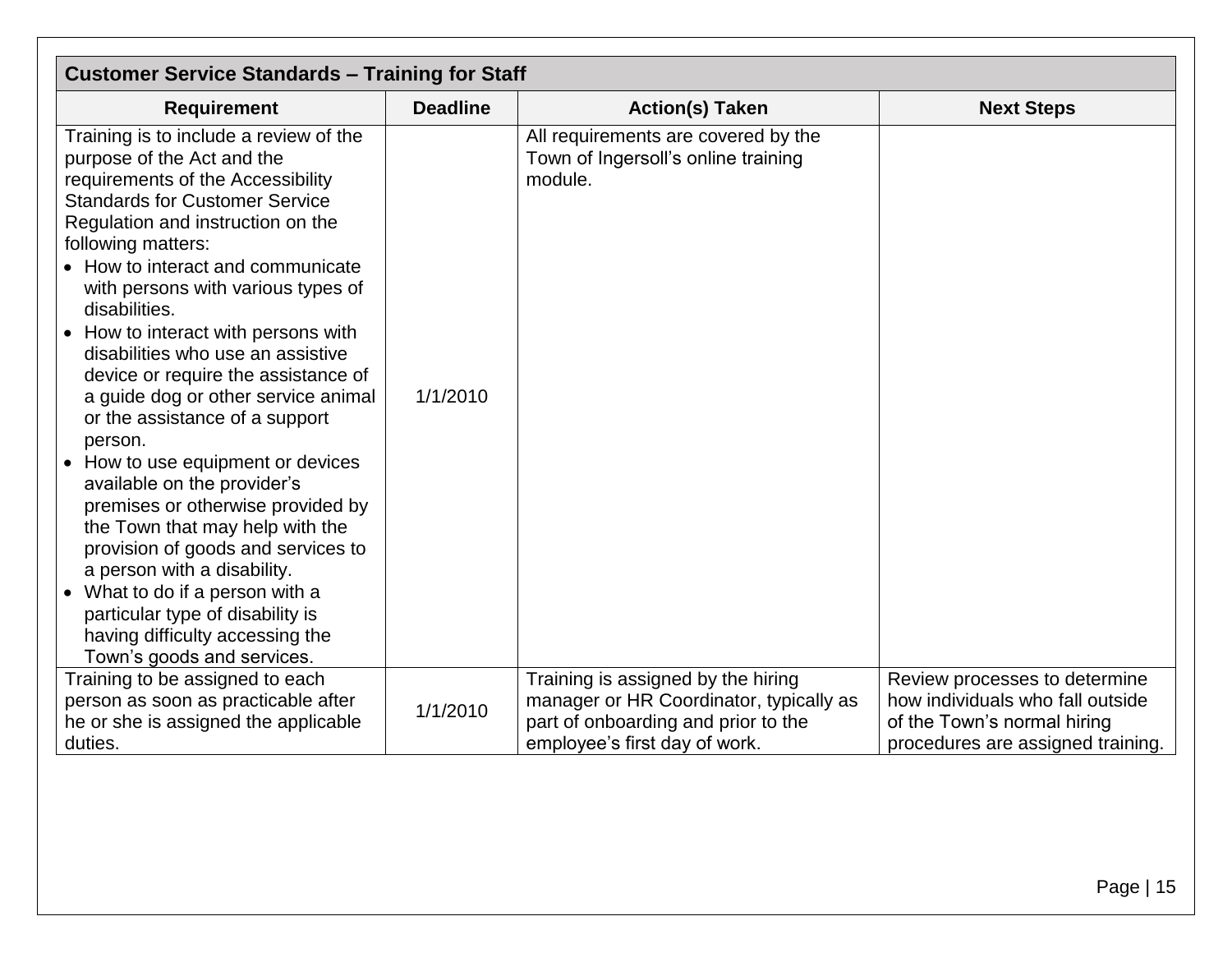| Customer Service Standards – Training for Staff | | | |
|---|---|---|---|
| **Requirement** | **Deadline** | **Action(s) Taken** | **Next Steps** |
| Training is to include a review of the purpose of the Act and the requirements of the Accessibility Standards for Customer Service Regulation and instruction on the following matters:<br>• How to interact and communicate with persons with various types of disabilities.<br>• How to interact with persons with disabilities who use an assistive device or require the assistance of a guide dog or other service animal or the assistance of a support person.<br>• How to use equipment or devices available on the provider's premises or otherwise provided by the Town that may help with the provision of goods and services to a person with a disability.<br>• What to do if a person with a particular type of disability is having difficulty accessing the Town's goods and services. | 1/1/2010 | All requirements are covered by the Town of Ingersoll's online training module. | |
| Training to be assigned to each person as soon as practicable after he or she is assigned the applicable duties. | 1/1/2010 | Training is assigned by the hiring manager or HR Coordinator, typically as part of onboarding and prior to the employee's first day of work. | Review processes to determine how individuals who fall outside of the Town's normal hiring procedures are assigned training. |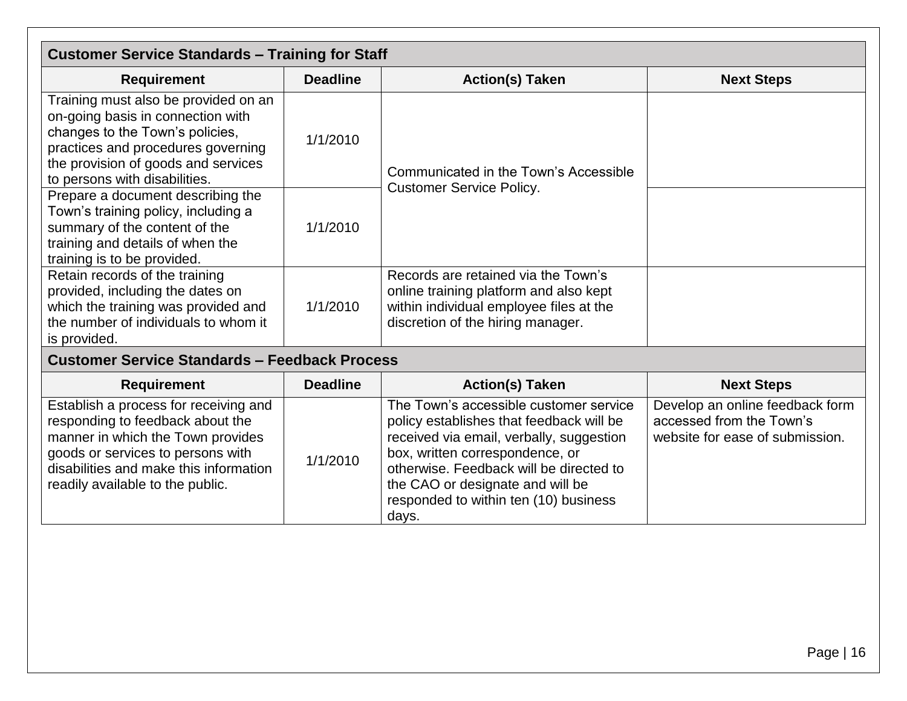| Customer Service Standards – Training for Staff | | | |
|---|---|---|---|
| **Requirement** | **Deadline** | **Action(s) Taken** | **Next Steps** |
| Training must also be provided on an on-going basis in connection with changes to the Town's policies, practices and procedures governing the provision of goods and services to persons with disabilities. | 1/1/2010 | Communicated in the Town's Accessible Customer Service Policy. | |
| Prepare a document describing the Town's training policy, including a summary of the content of the training and details of when the training is to be provided. | 1/1/2010 | | |
| Retain records of the training provided, including the dates on which the training was provided and the number of individuals to whom it is provided. | 1/1/2010 | Records are retained via the Town's online training platform and also kept within individual employee files at the discretion of the hiring manager. | |

| Customer Service Standards – Feedback Process | | | |
|---|---|---|---|
| **Requirement** | **Deadline** | **Action(s) Taken** | **Next Steps** |
| Establish a process for receiving and responding to feedback about the manner in which the Town provides goods or services to persons with disabilities and make this information readily available to the public. | 1/1/2010 | The Town's accessible customer service policy establishes that feedback will be received via email, verbally, suggestion box, written correspondence, or otherwise. Feedback will be directed to the CAO or designate and will be responded to within ten (10) business days. | Develop an online feedback form accessed from the Town's website for ease of submission. |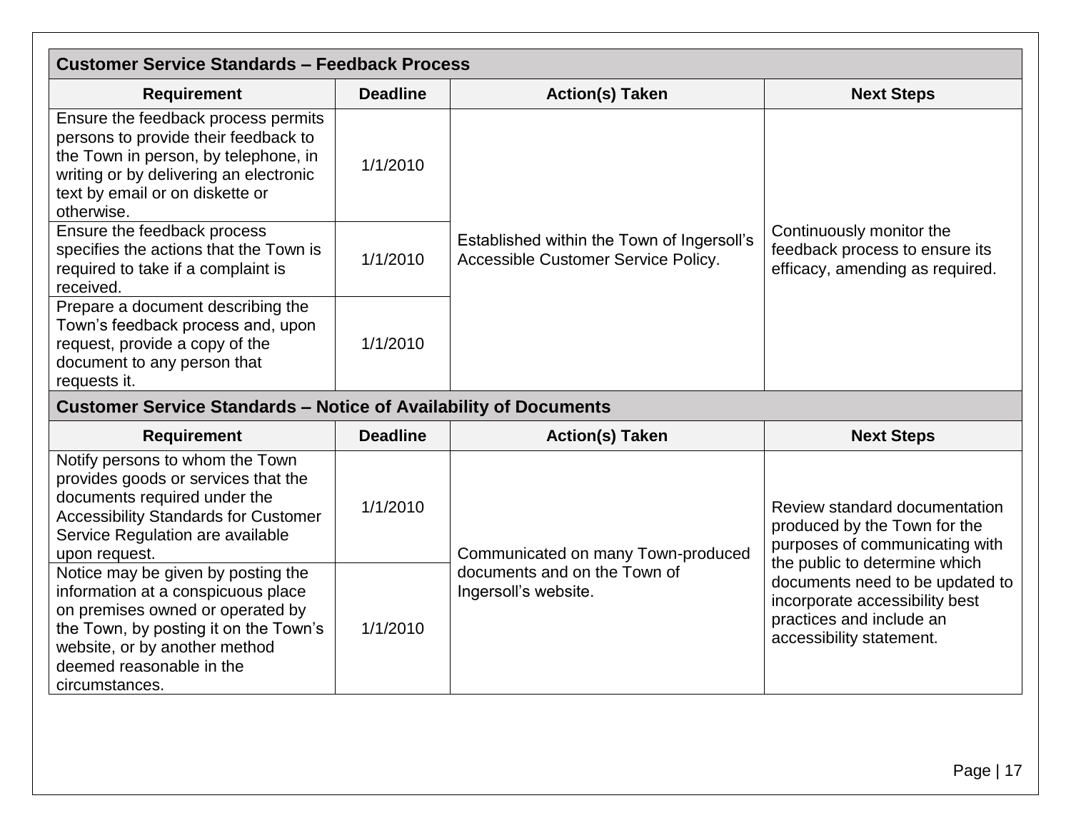| Customer Service Standards – Feedback Process | | | |
|---|---|---|---|
| **Requirement** | **Deadline** | **Action(s) Taken** | **Next Steps** |
| Ensure the feedback process permits persons to provide their feedback to the Town in person, by telephone, in writing or by delivering an electronic text by email or on diskette or otherwise. | 1/1/2010 | Established within the Town of Ingersoll's Accessible Customer Service Policy. | Continuously monitor the feedback process to ensure its efficacy, amending as required. |
| Ensure the feedback process specifies the actions that the Town is required to take if a complaint is received. | 1/1/2010 | | |
| Prepare a document describing the Town's feedback process and, upon request, provide a copy of the document to any person that requests it. | 1/1/2010 | | |

| Customer Service Standards – Notice of Availability of Documents | | | |
|---|---|---|---|
| **Requirement** | **Deadline** | **Action(s) Taken** | **Next Steps** |
| Notify persons to whom the Town provides goods or services that the documents required under the Accessibility Standards for Customer Service Regulation are available upon request. | 1/1/2010 | Communicated on many Town-produced documents and on the Town of Ingersoll's website. | Review standard documentation produced by the Town for the purposes of communicating with the public to determine which documents need to be updated to incorporate accessibility best practices and include an accessibility statement. |
| Notice may be given by posting the information at a conspicuous place on premises owned or operated by the Town, by posting it on the Town's website, or by another method deemed reasonable in the circumstances. | 1/1/2010 | | |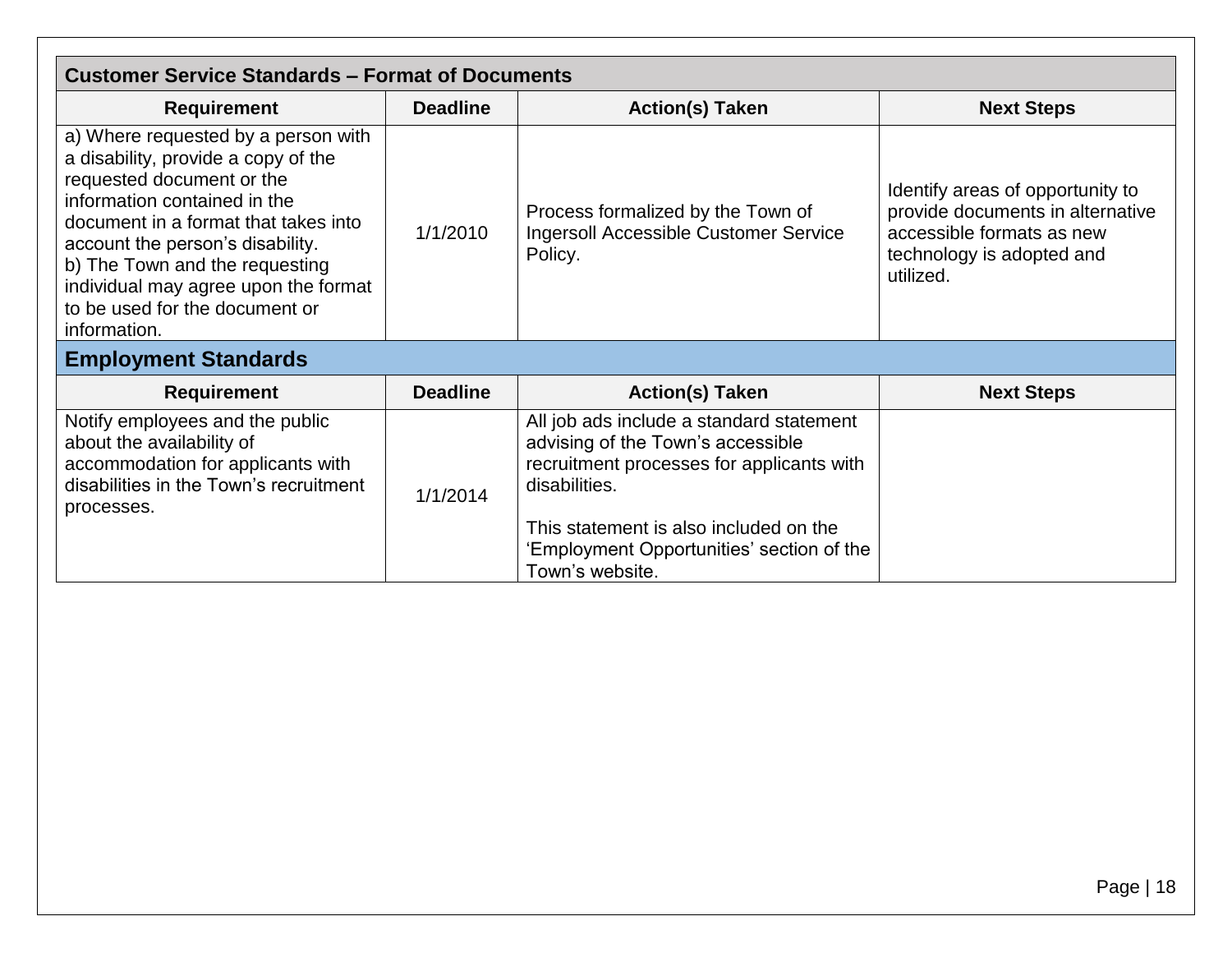| Customer Service Standards – Format of Documents | | | |
|---|---|---|---|
| **Requirement** | **Deadline** | **Action(s) Taken** | **Next Steps** |
| a) Where requested by a person with a disability, provide a copy of the requested document or the information contained in the document in a format that takes into account the person's disability.<br>b) The Town and the requesting individual may agree upon the format to be used for the document or information. | 1/1/2010 | Process formalized by the Town of Ingersoll Accessible Customer Service Policy. | Identify areas of opportunity to provide documents in alternative accessible formats as new technology is adopted and utilized. |

## Employment Standards

| Requirement | Deadline | Action(s) Taken | Next Steps |
|---|---|---|---|
| Notify employees and the public about the availability of accommodation for applicants with disabilities in the Town's recruitment processes. | 1/1/2014 | All job ads include a standard statement advising of the Town's accessible recruitment processes for applicants with disabilities.<br><br>This statement is also included on the 'Employment Opportunities' section of the Town's website. | |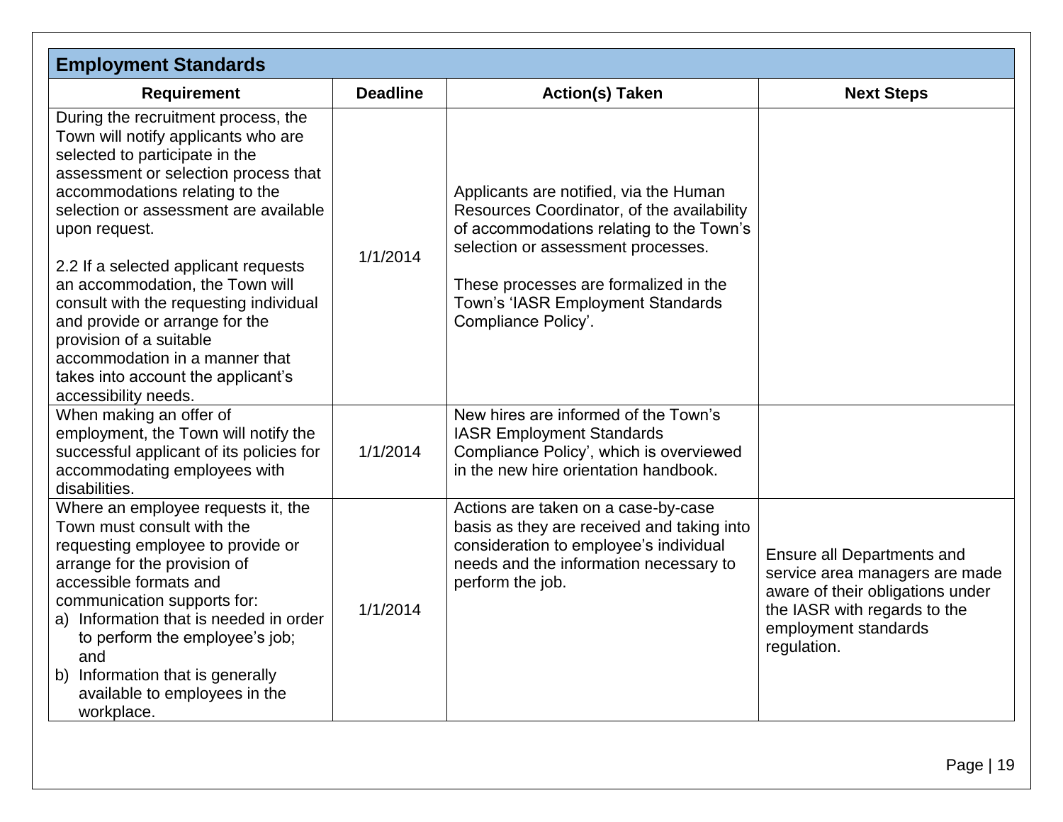## Employment Standards

| Requirement | Deadline | Action(s) Taken | Next Steps |
|---|---|---|---|
| During the recruitment process, the Town will notify applicants who are selected to participate in the assessment or selection process that accommodations relating to the selection or assessment are available upon request.<br><br>2.2 If a selected applicant requests an accommodation, the Town will consult with the requesting individual and provide or arrange for the provision of a suitable accommodation in a manner that takes into account the applicant's accessibility needs. | 1/1/2014 | Applicants are notified, via the Human Resources Coordinator, of the availability of accommodations relating to the Town's selection or assessment processes.<br><br>These processes are formalized in the Town's 'IASR Employment Standards Compliance Policy'. | |
| When making an offer of employment, the Town will notify the successful applicant of its policies for accommodating employees with disabilities. | 1/1/2014 | New hires are informed of the Town's IASR Employment Standards Compliance Policy', which is overviewed in the new hire orientation handbook. | |
| Where an employee requests it, the Town must consult with the requesting employee to provide or arrange for the provision of accessible formats and communication supports for:<br>a) Information that is needed in order to perform the employee's job; and<br>b) Information that is generally available to employees in the workplace. | 1/1/2014 | Actions are taken on a case-by-case basis as they are received and taking into consideration to employee's individual needs and the information necessary to perform the job. | Ensure all Departments and service area managers are made aware of their obligations under the IASR with regards to the employment standards regulation. |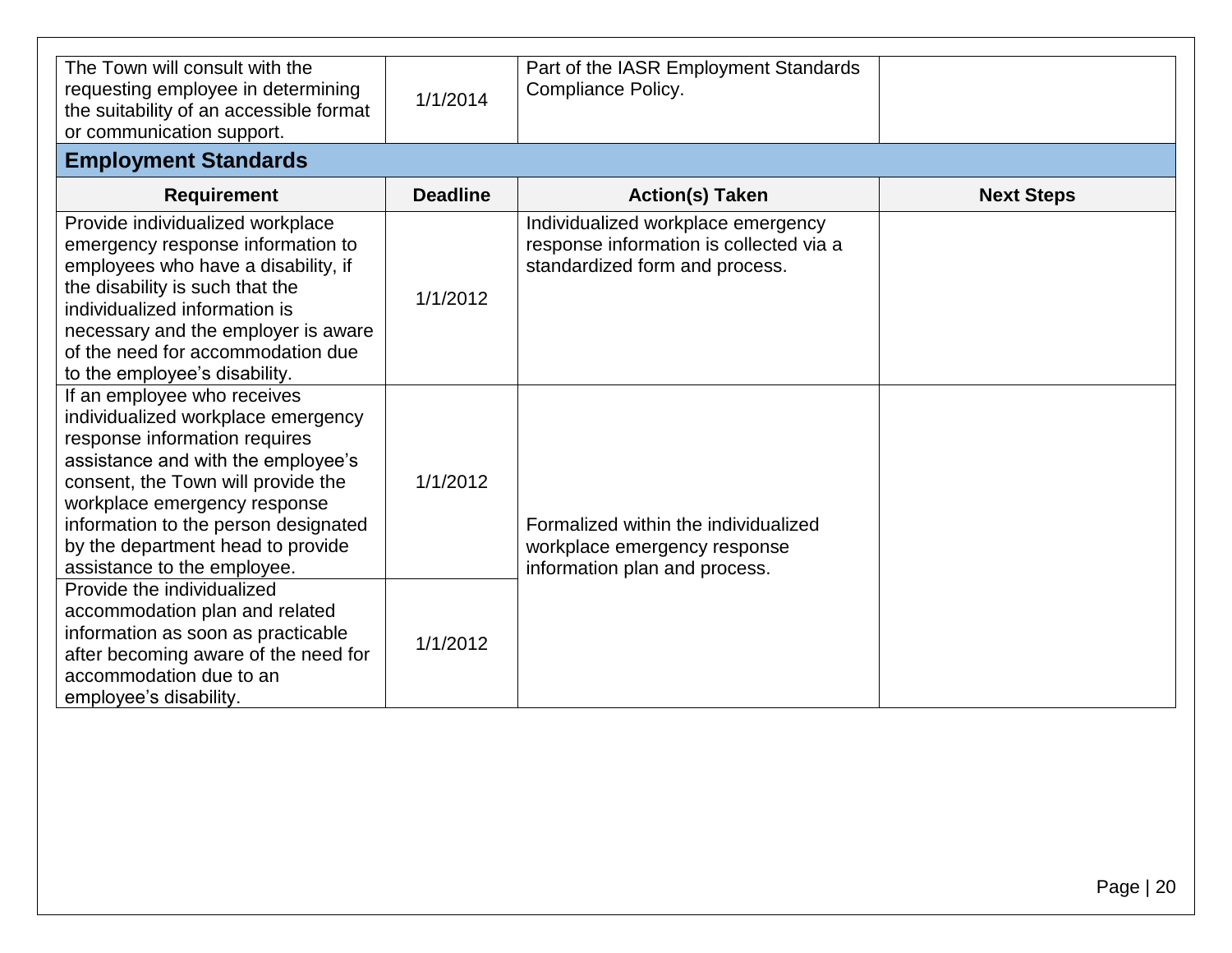| The Town will consult with the requesting employee in determining the suitability of an accessible format or communication support. | 1/1/2014 | Part of the IASR Employment Standards Compliance Policy. | |
|---|---|---|---|

## Employment Standards

| Requirement | Deadline | Action(s) Taken | Next Steps |
|---|---|---|---|
| Provide individualized workplace emergency response information to employees who have a disability, if the disability is such that the individualized information is necessary and the employer is aware of the need for accommodation due to the employee's disability. | 1/1/2012 | Individualized workplace emergency response information is collected via a standardized form and process. | |
| If an employee who receives individualized workplace emergency response information requires assistance and with the employee's consent, the Town will provide the workplace emergency response information to the person designated by the department head to provide assistance to the employee. | 1/1/2012 | Formalized within the individualized workplace emergency response information plan and process. | |
| Provide the individualized accommodation plan and related information as soon as practicable after becoming aware of the need for accommodation due to an employee's disability. | 1/1/2012 | | |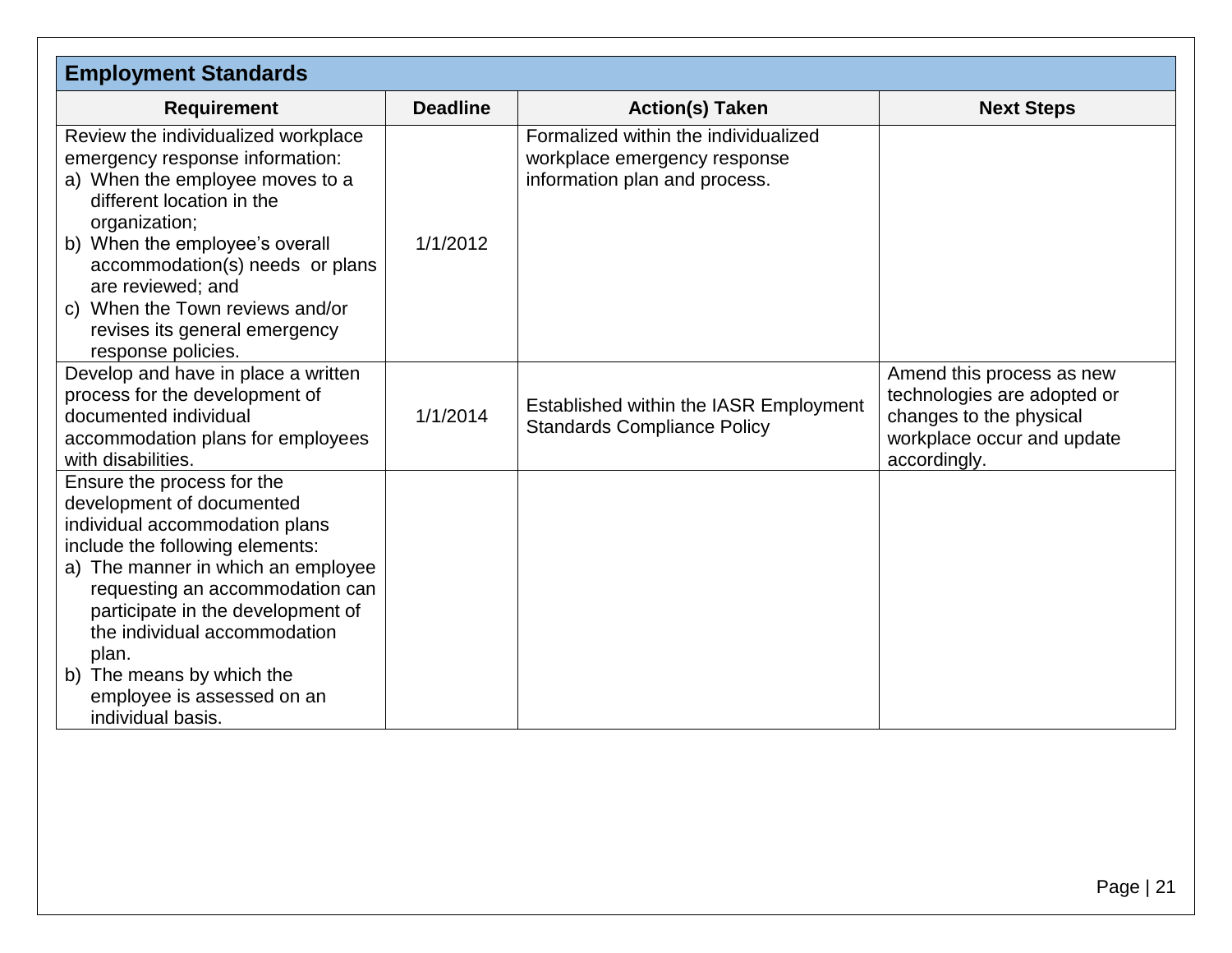## Employment Standards

| Requirement | Deadline | Action(s) Taken | Next Steps |
|---|---|---|---|
| Review the individualized workplace emergency response information:<br>a) When the employee moves to a different location in the organization;<br>b) When the employee's overall accommodation(s) needs or plans are reviewed; and<br>c) When the Town reviews and/or revises its general emergency response policies. | 1/1/2012 | Formalized within the individualized workplace emergency response information plan and process. | |
| Develop and have in place a written process for the development of documented individual accommodation plans for employees with disabilities. | 1/1/2014 | Established within the IASR Employment Standards Compliance Policy | Amend this process as new technologies are adopted or changes to the physical workplace occur and update accordingly. |
| Ensure the process for the development of documented individual accommodation plans include the following elements:<br>a) The manner in which an employee requesting an accommodation can participate in the development of the individual accommodation plan.<br>b) The means by which the employee is assessed on an individual basis. | | | |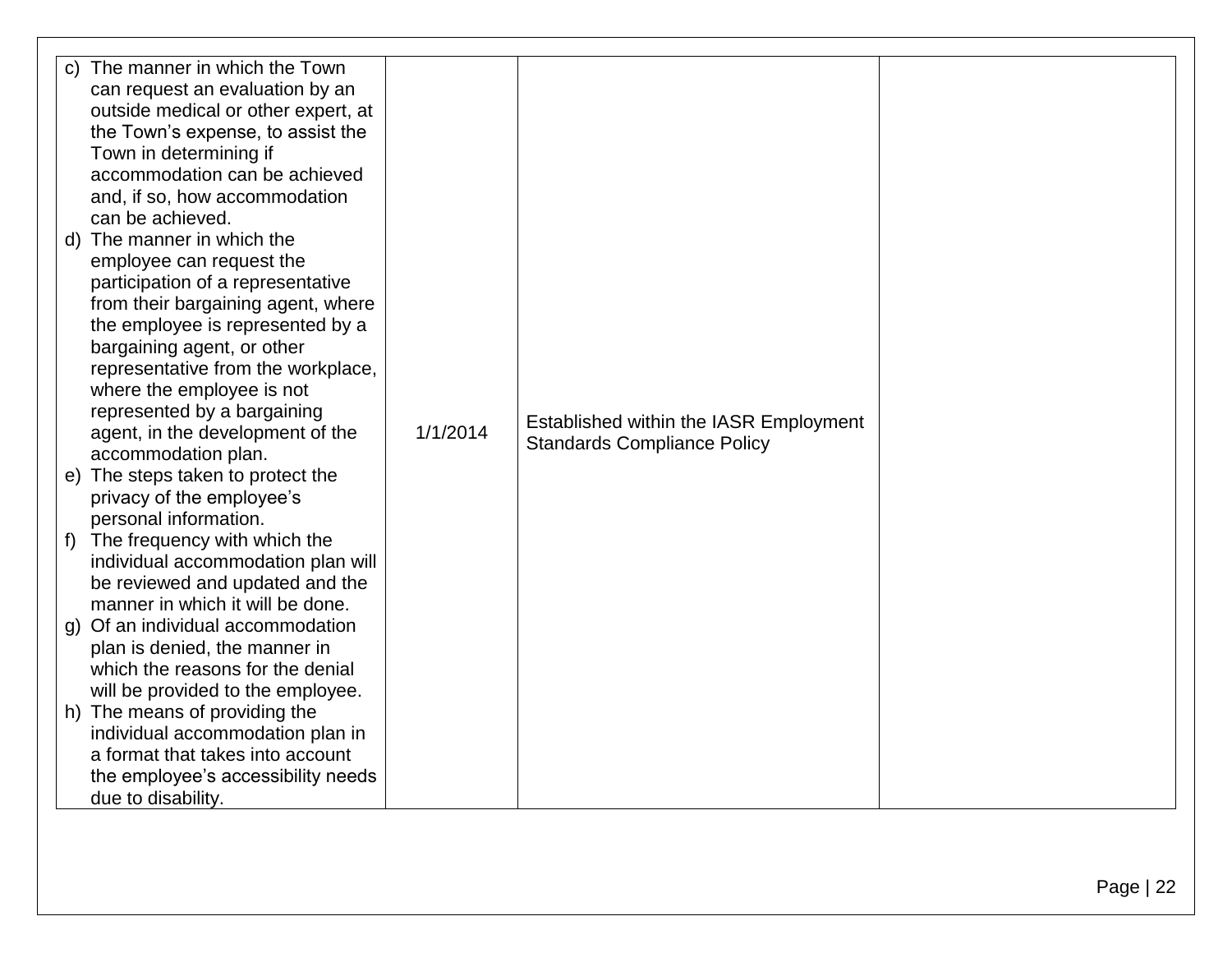| | | | |
|---|---|---|---|
| c) The manner in which the Town can request an evaluation by an outside medical or other expert, at the Town's expense, to assist the Town in determining if accommodation can be achieved and, if so, how accommodation can be achieved.<br>d) The manner in which the employee can request the participation of a representative from their bargaining agent, where the employee is represented by a bargaining agent, or other representative from the workplace, where the employee is not represented by a bargaining agent, in the development of the accommodation plan.<br>e) The steps taken to protect the privacy of the employee's personal information.<br>f) The frequency with which the individual accommodation plan will be reviewed and updated and the manner in which it will be done.<br>g) Of an individual accommodation plan is denied, the manner in which the reasons for the denial will be provided to the employee.<br>h) The means of providing the individual accommodation plan in a format that takes into account the employee's accessibility needs due to disability. | 1/1/2014 | Established within the IASR Employment Standards Compliance Policy | |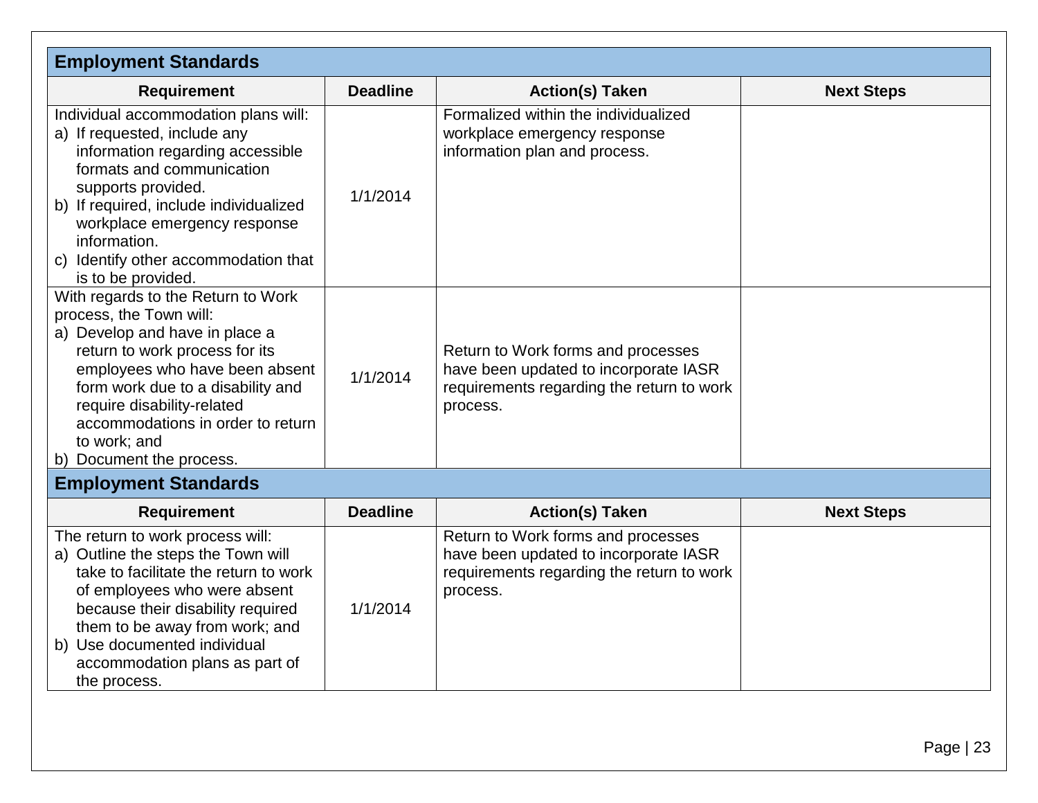## Employment Standards

| Requirement | Deadline | Action(s) Taken | Next Steps |
|---|---|---|---|
| Individual accommodation plans will:<br>a) If requested, include any information regarding accessible formats and communication supports provided.<br>b) If required, include individualized workplace emergency response information.<br>c) Identify other accommodation that is to be provided. | 1/1/2014 | Formalized within the individualized workplace emergency response information plan and process. | |
| With regards to the Return to Work process, the Town will:<br>a) Develop and have in place a return to work process for its employees who have been absent form work due to a disability and require disability-related accommodations in order to return to work; and<br>b) Document the process. | 1/1/2014 | Return to Work forms and processes have been updated to incorporate IASR requirements regarding the return to work process. | |

## Employment Standards

| Requirement | Deadline | Action(s) Taken | Next Steps |
|---|---|---|---|
| The return to work process will:<br>a) Outline the steps the Town will take to facilitate the return to work of employees who were absent because their disability required them to be away from work; and<br>b) Use documented individual accommodation plans as part of the process. | 1/1/2014 | Return to Work forms and processes have been updated to incorporate IASR requirements regarding the return to work process. | |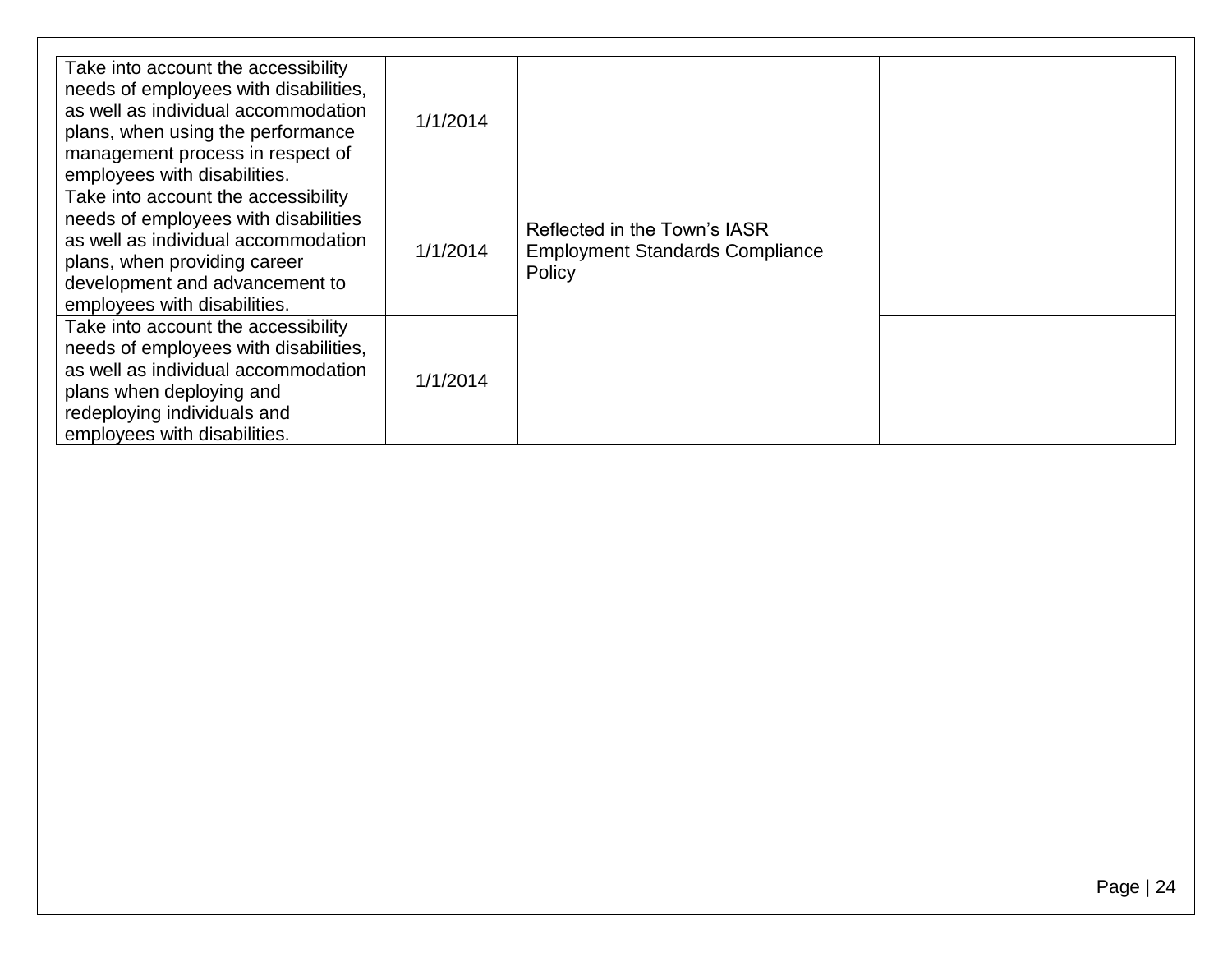| | | | |
|---|---|---|---|
| Take into account the accessibility needs of employees with disabilities, as well as individual accommodation plans, when using the performance management process in respect of employees with disabilities. | 1/1/2014 | Reflected in the Town's IASR Employment Standards Compliance Policy | |
| Take into account the accessibility needs of employees with disabilities as well as individual accommodation plans, when providing career development and advancement to employees with disabilities. | 1/1/2014 | | |
| Take into account the accessibility needs of employees with disabilities, as well as individual accommodation plans when deploying and redeploying individuals and employees with disabilities. | 1/1/2014 | | |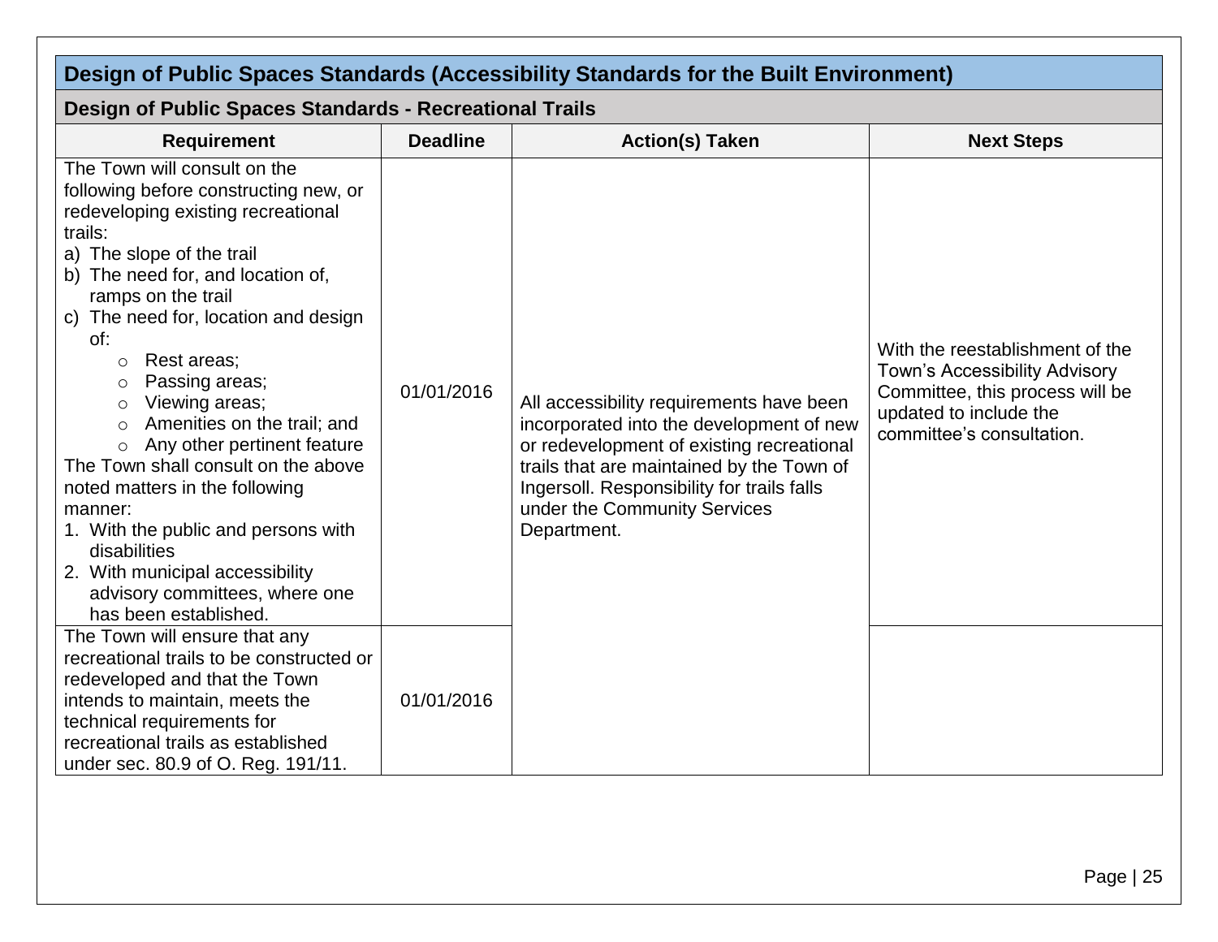## Design of Public Spaces Standards (Accessibility Standards for the Built Environment)

### Design of Public Spaces Standards - Recreational Trails

| Requirement | Deadline | Action(s) Taken | Next Steps |
|---|---|---|---|
| The Town will consult on the following before constructing new, or redeveloping existing recreational trails:<br>a) The slope of the trail<br>b) The need for, and location of, ramps on the trail<br>c) The need for, location and design of:<br>○ Rest areas;<br>○ Passing areas;<br>○ Viewing areas;<br>○ Amenities on the trail; and<br>○ Any other pertinent feature<br>The Town shall consult on the above noted matters in the following manner:<br>1. With the public and persons with disabilities<br>2. With municipal accessibility advisory committees, where one has been established. | 01/01/2016 | All accessibility requirements have been incorporated into the development of new or redevelopment of existing recreational trails that are maintained by the Town of Ingersoll. Responsibility for trails falls under the Community Services Department. | With the reestablishment of the Town's Accessibility Advisory Committee, this process will be updated to include the committee's consultation. |
| The Town will ensure that any recreational trails to be constructed or redeveloped and that the Town intends to maintain, meets the technical requirements for recreational trails as established under sec. 80.9 of O. Reg. 191/11. | 01/01/2016 | | |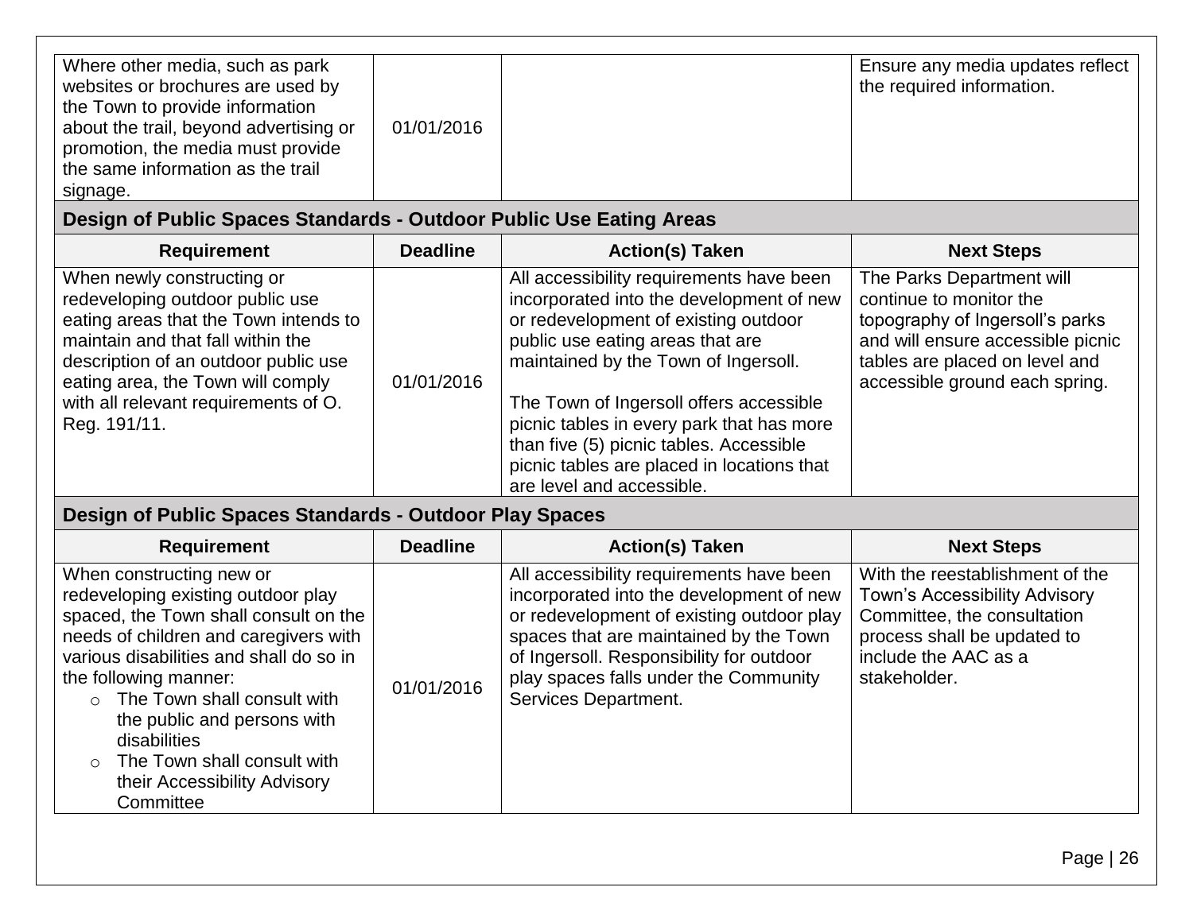| Requirement | Deadline | Action(s) Taken | Next Steps |
|---|---|---|---|
| Where other media, such as park websites or brochures are used by the Town to provide information about the trail, beyond advertising or promotion, the media must provide the same information as the trail signage. | 01/01/2016 | | Ensure any media updates reflect the required information. |

## Design of Public Spaces Standards - Outdoor Public Use Eating Areas

| Requirement | Deadline | Action(s) Taken | Next Steps |
|---|---|---|---|
| When newly constructing or redeveloping outdoor public use eating areas that the Town intends to maintain and that fall within the description of an outdoor public use eating area, the Town will comply with all relevant requirements of O. Reg. 191/11. | 01/01/2016 | All accessibility requirements have been incorporated into the development of new or redevelopment of existing outdoor public use eating areas that are maintained by the Town of Ingersoll.<br><br>The Town of Ingersoll offers accessible picnic tables in every park that has more than five (5) picnic tables. Accessible picnic tables are placed in locations that are level and accessible. | The Parks Department will continue to monitor the topography of Ingersoll's parks and will ensure accessible picnic tables are placed on level and accessible ground each spring. |

## Design of Public Spaces Standards - Outdoor Play Spaces

| Requirement | Deadline | Action(s) Taken | Next Steps |
|---|---|---|---|
| When constructing new or redeveloping existing outdoor play spaced, the Town shall consult on the needs of children and caregivers with various disabilities and shall do so in the following manner:<br>◦ The Town shall consult with the public and persons with disabilities<br>◦ The Town shall consult with their Accessibility Advisory Committee | 01/01/2016 | All accessibility requirements have been incorporated into the development of new or redevelopment of existing outdoor play spaces that are maintained by the Town of Ingersoll. Responsibility for outdoor play spaces falls under the Community Services Department. | With the reestablishment of the Town's Accessibility Advisory Committee, the consultation process shall be updated to include the AAC as a stakeholder. |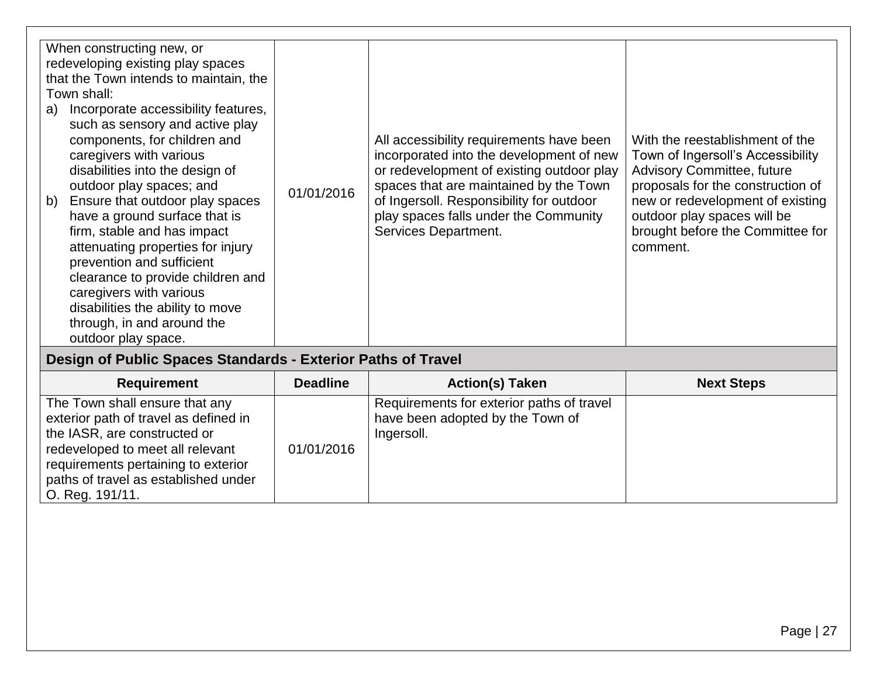| Requirement | Deadline | Action(s) Taken | Next Steps |
|---|---|---|---|
| When constructing new, or redeveloping existing play spaces that the Town intends to maintain, the Town shall:<br>a) Incorporate accessibility features, such as sensory and active play components, for children and caregivers with various disabilities into the design of outdoor play spaces; and<br>b) Ensure that outdoor play spaces have a ground surface that is firm, stable and has impact attenuating properties for injury prevention and sufficient clearance to provide children and caregivers with various disabilities the ability to move through, in and around the outdoor play space. | 01/01/2016 | All accessibility requirements have been incorporated into the development of new or redevelopment of existing outdoor play spaces that are maintained by the Town of Ingersoll. Responsibility for outdoor play spaces falls under the Community Services Department. | With the reestablishment of the Town of Ingersoll's Accessibility Advisory Committee, future proposals for the construction of new or redevelopment of existing outdoor play spaces will be brought before the Committee for comment. |

## Design of Public Spaces Standards - Exterior Paths of Travel

| Requirement | Deadline | Action(s) Taken | Next Steps |
|---|---|---|---|
| The Town shall ensure that any exterior path of travel as defined in the IASR, are constructed or redeveloped to meet all relevant requirements pertaining to exterior paths of travel as established under O. Reg. 191/11. | 01/01/2016 | Requirements for exterior paths of travel have been adopted by the Town of Ingersoll. | |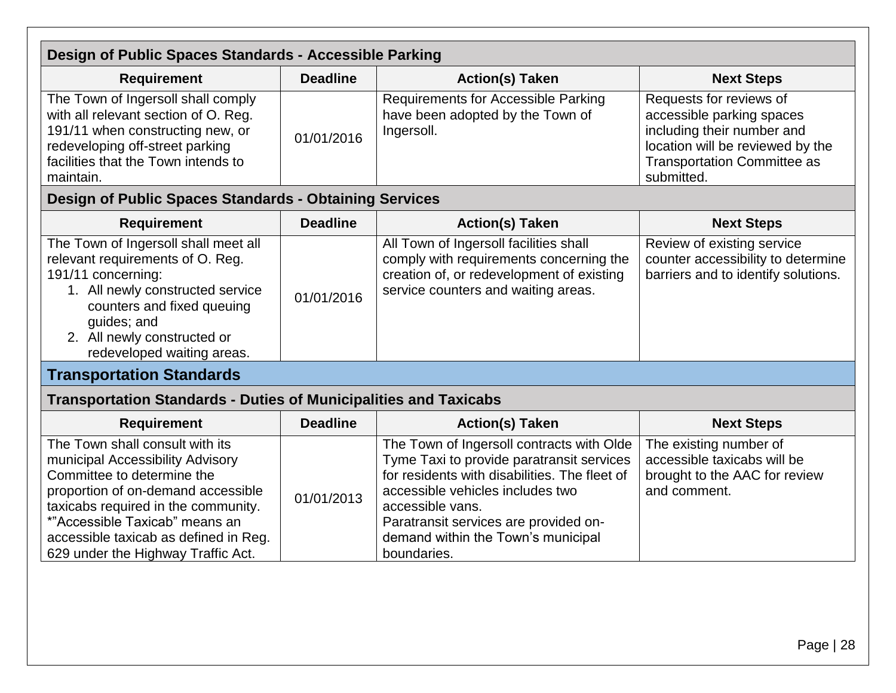### Design of Public Spaces Standards - Accessible Parking

| Requirement | Deadline | Action(s) Taken | Next Steps |
|---|---|---|---|
| The Town of Ingersoll shall comply with all relevant section of O. Reg. 191/11 when constructing new, or redeveloping off-street parking facilities that the Town intends to maintain. | 01/01/2016 | Requirements for Accessible Parking have been adopted by the Town of Ingersoll. | Requests for reviews of accessible parking spaces including their number and location will be reviewed by the Transportation Committee as submitted. |

### Design of Public Spaces Standards - Obtaining Services

| Requirement | Deadline | Action(s) Taken | Next Steps |
|---|---|---|---|
| The Town of Ingersoll shall meet all relevant requirements of O. Reg. 191/11 concerning:<br>1. All newly constructed service counters and fixed queuing guides; and<br>2. All newly constructed or redeveloped waiting areas. | 01/01/2016 | All Town of Ingersoll facilities shall comply with requirements concerning the creation of, or redevelopment of existing service counters and waiting areas. | Review of existing service counter accessibility to determine barriers and to identify solutions. |

## Transportation Standards

### Transportation Standards - Duties of Municipalities and Taxicabs

| Requirement | Deadline | Action(s) Taken | Next Steps |
|---|---|---|---|
| The Town shall consult with its municipal Accessibility Advisory Committee to determine the proportion of on-demand accessible taxicabs required in the community. *"Accessible Taxicab" means an accessible taxicab as defined in Reg. 629 under the Highway Traffic Act. | 01/01/2013 | The Town of Ingersoll contracts with Olde Tyme Taxi to provide paratransit services for residents with disabilities. The fleet of accessible vehicles includes two accessible vans.<br>Paratransit services are provided on-demand within the Town's municipal boundaries. | The existing number of accessible taxicabs will be brought to the AAC for review and comment. |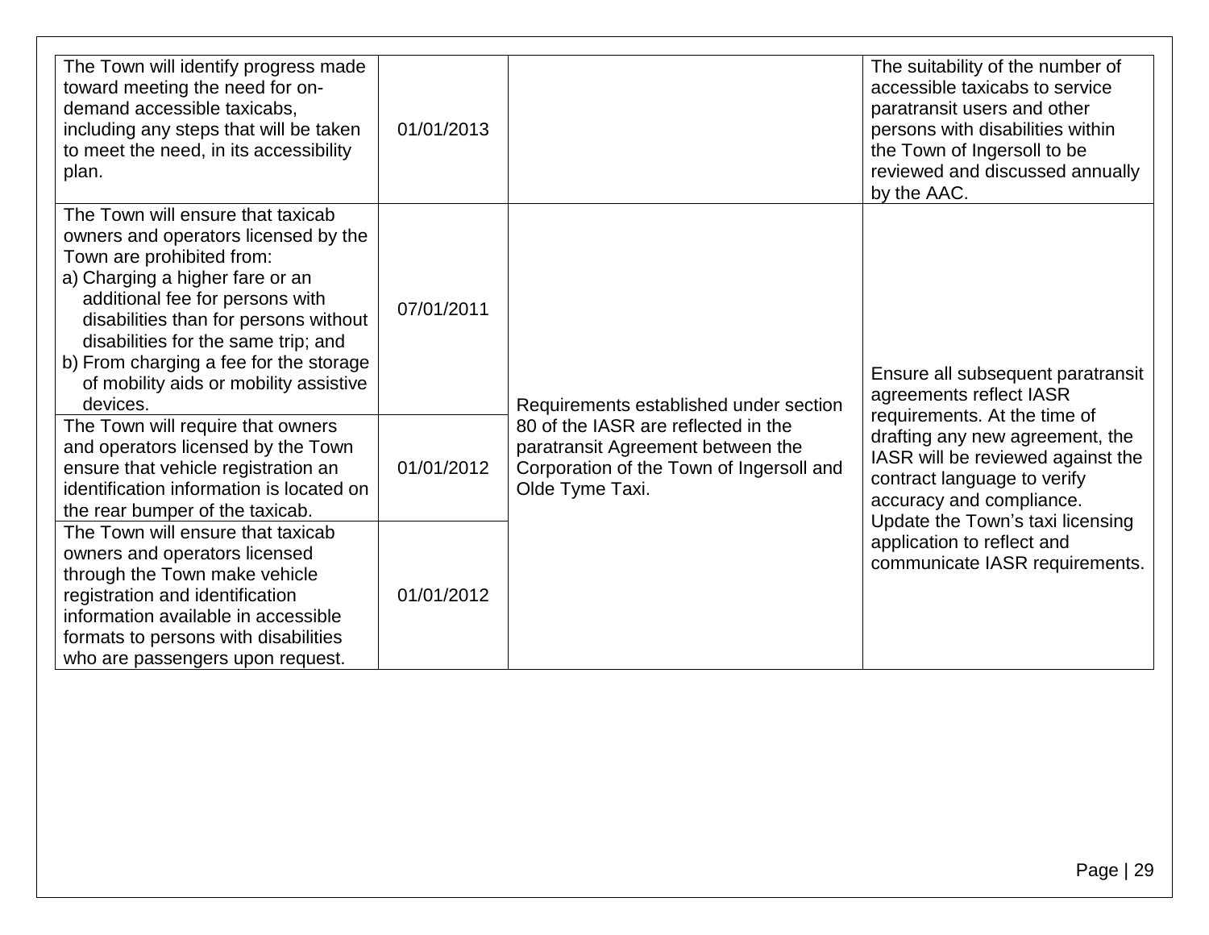| | | | |
|---|---|---|---|
| The Town will identify progress made toward meeting the need for on-demand accessible taxicabs, including any steps that will be taken to meet the need, in its accessibility plan. | 01/01/2013 | | The suitability of the number of accessible taxicabs to service paratransit users and other persons with disabilities within the Town of Ingersoll to be reviewed and discussed annually by the AAC. |
| The Town will ensure that taxicab owners and operators licensed by the Town are prohibited from:<br>a) Charging a higher fare or an additional fee for persons with disabilities than for persons without disabilities for the same trip; and<br>b) From charging a fee for the storage of mobility aids or mobility assistive devices. | 07/01/2011 | Requirements established under section 80 of the IASR are reflected in the paratransit Agreement between the Corporation of the Town of Ingersoll and Olde Tyme Taxi. | Ensure all subsequent paratransit agreements reflect IASR requirements. At the time of drafting any new agreement, the IASR will be reviewed against the contract language to verify accuracy and compliance. Update the Town's taxi licensing application to reflect and communicate IASR requirements. |
| The Town will require that owners and operators licensed by the Town ensure that vehicle registration an identification information is located on the rear bumper of the taxicab. | 01/01/2012 | | |
| The Town will ensure that taxicab owners and operators licensed through the Town make vehicle registration and identification information available in accessible formats to persons with disabilities who are passengers upon request. | 01/01/2012 | | |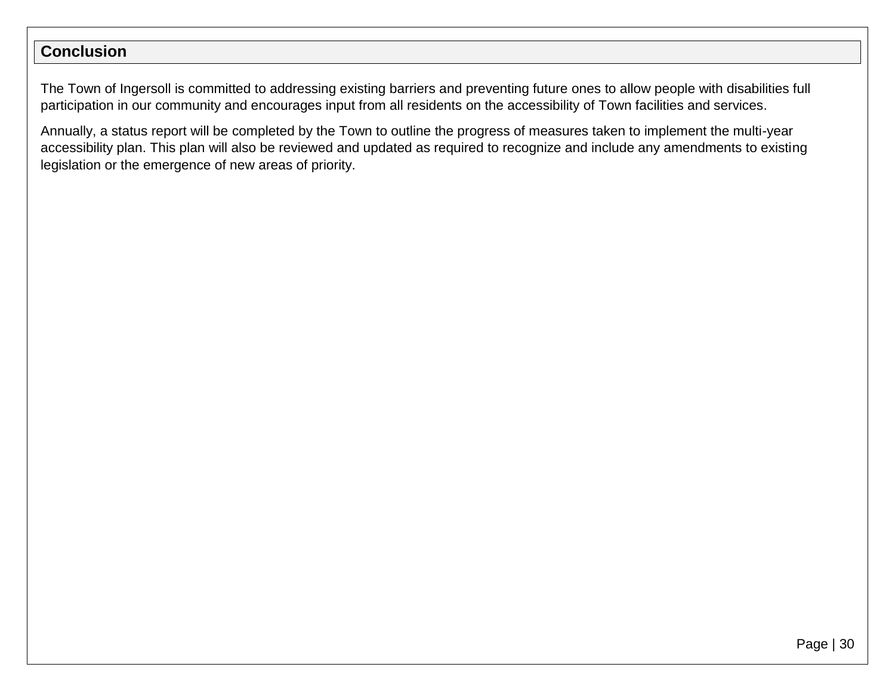## Conclusion

The Town of Ingersoll is committed to addressing existing barriers and preventing future ones to allow people with disabilities full participation in our community and encourages input from all residents on the accessibility of Town facilities and services.

Annually, a status report will be completed by the Town to outline the progress of measures taken to implement the multi-year accessibility plan. This plan will also be reviewed and updated as required to recognize and include any amendments to existing legislation or the emergence of new areas of priority.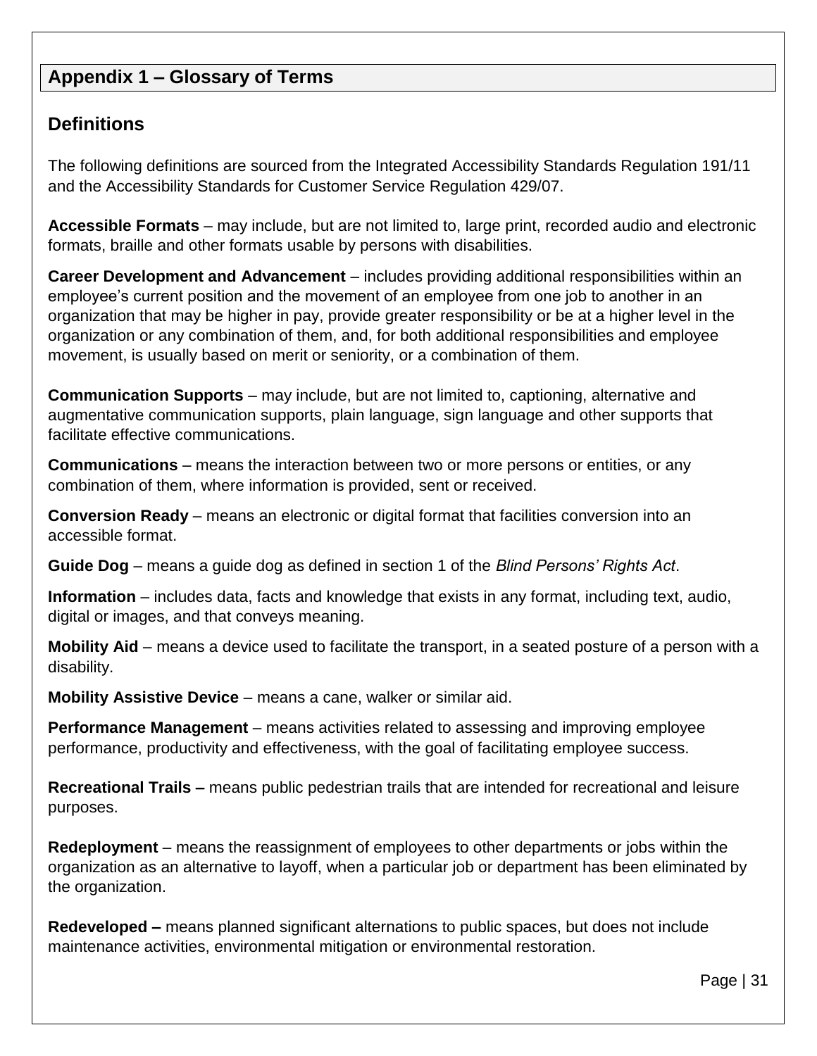## Appendix 1 – Glossary of Terms

### Definitions

The following definitions are sourced from the Integrated Accessibility Standards Regulation 191/11 and the Accessibility Standards for Customer Service Regulation 429/07.

**Accessible Formats** – may include, but are not limited to, large print, recorded audio and electronic formats, braille and other formats usable by persons with disabilities.

**Career Development and Advancement** – includes providing additional responsibilities within an employee's current position and the movement of an employee from one job to another in an organization that may be higher in pay, provide greater responsibility or be at a higher level in the organization or any combination of them, and, for both additional responsibilities and employee movement, is usually based on merit or seniority, or a combination of them.

**Communication Supports** – may include, but are not limited to, captioning, alternative and augmentative communication supports, plain language, sign language and other supports that facilitate effective communications.

**Communications** – means the interaction between two or more persons or entities, or any combination of them, where information is provided, sent or received.

**Conversion Ready** – means an electronic or digital format that facilities conversion into an accessible format.

**Guide Dog** – means a guide dog as defined in section 1 of the *Blind Persons' Rights Act*.

**Information** – includes data, facts and knowledge that exists in any format, including text, audio, digital or images, and that conveys meaning.

**Mobility Aid** – means a device used to facilitate the transport, in a seated posture of a person with a disability.

**Mobility Assistive Device** – means a cane, walker or similar aid.

**Performance Management** – means activities related to assessing and improving employee performance, productivity and effectiveness, with the goal of facilitating employee success.

**Recreational Trails –** means public pedestrian trails that are intended for recreational and leisure purposes.

**Redeployment** – means the reassignment of employees to other departments or jobs within the organization as an alternative to layoff, when a particular job or department has been eliminated by the organization.

**Redeveloped –** means planned significant alternations to public spaces, but does not include maintenance activities, environmental mitigation or environmental restoration.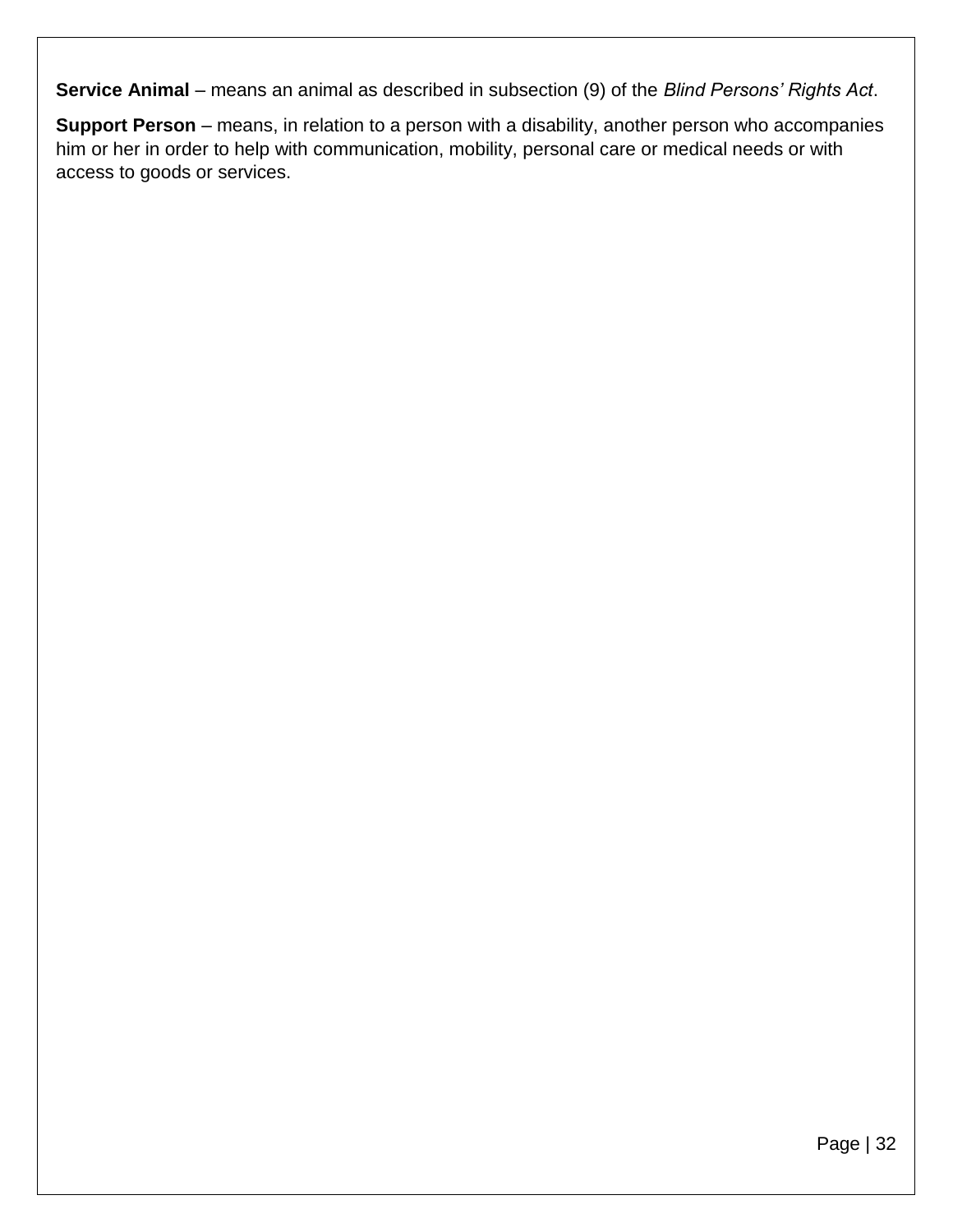**Service Animal** – means an animal as described in subsection (9) of the *Blind Persons' Rights Act*.

**Support Person** – means, in relation to a person with a disability, another person who accompanies him or her in order to help with communication, mobility, personal care or medical needs or with access to goods or services.